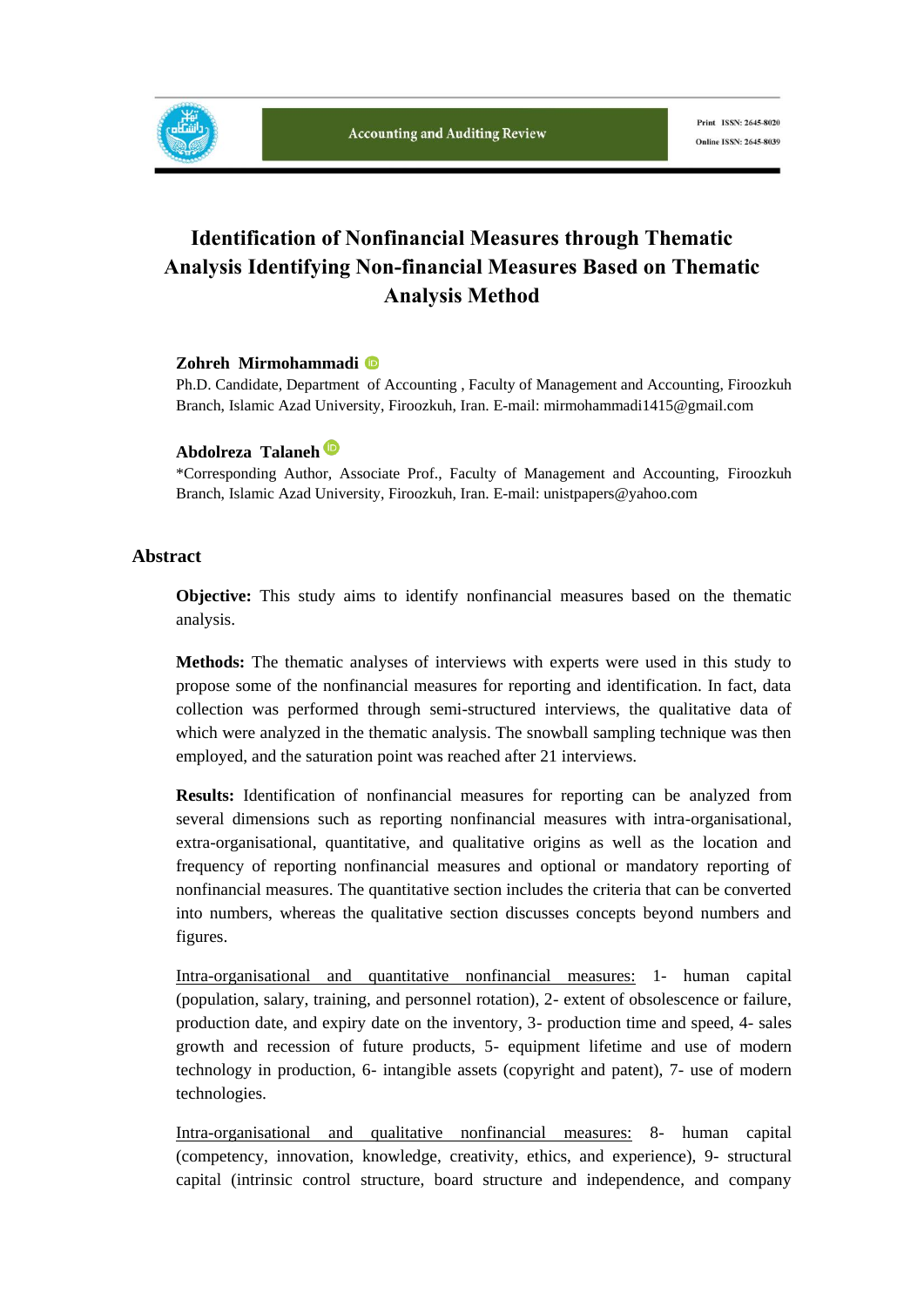# Identification of Nonfinancial Measures through Thematic Analysis Identifying Non-financial Measures Based on Thematic Analysis Method

**Zohreh Mirmohammadi**

Ph.D. Candidate, Department of Accounting , Faculty of Management and Accounting, Firoozkuh Branch, Islamic Azad University, Firoozkuh, Iran. E-mail: mirmohammadi1415@gmail.com

**Abdolreza Talaneh**

*Corresponding Author, Associate Prof., Faculty of Management and Accounting, Firoozkuh Branch, Islamic Azad University, Firoozkuh, Iran. E-mail: unistpapers@yahoo.com

## Abstract

**Objective:** This study aims to identify nonfinancial measures based on the thematic analysis.

**Methods:** The thematic analyses of interviews with experts were used in this study to propose some of the nonfinancial measures for reporting and identification. In fact, data collection was performed through semi-structured interviews, the qualitative data of which were analyzed in the thematic analysis. The snowball sampling technique was then employed, and the saturation point was reached after 21 interviews.

**Results:** Identification of nonfinancial measures for reporting can be analyzed from several dimensions such as reporting nonfinancial measures with intra-organisational, extra-organisational, quantitative, and qualitative origins as well as the location and frequency of reporting nonfinancial measures and optional or mandatory reporting of nonfinancial measures. The quantitative section includes the criteria that can be converted into numbers, whereas the qualitative section discusses concepts beyond numbers and figures.

<u>Intra-organisational and quantitative nonfinancial measures:</u> 1- human capital (population, salary, training, and personnel rotation), 2- extent of obsolescence or failure, production date, and expiry date on the inventory, 3- production time and speed, 4- sales growth and recession of future products, 5- equipment lifetime and use of modern technology in production, 6- intangible assets (copyright and patent), 7- use of modern technologies.

<u>Intra-organisational and qualitative nonfinancial measures:</u> 8- human capital (competency, innovation, knowledge, creativity, ethics, and experience), 9- structural capital (intrinsic control structure, board structure and independence, and company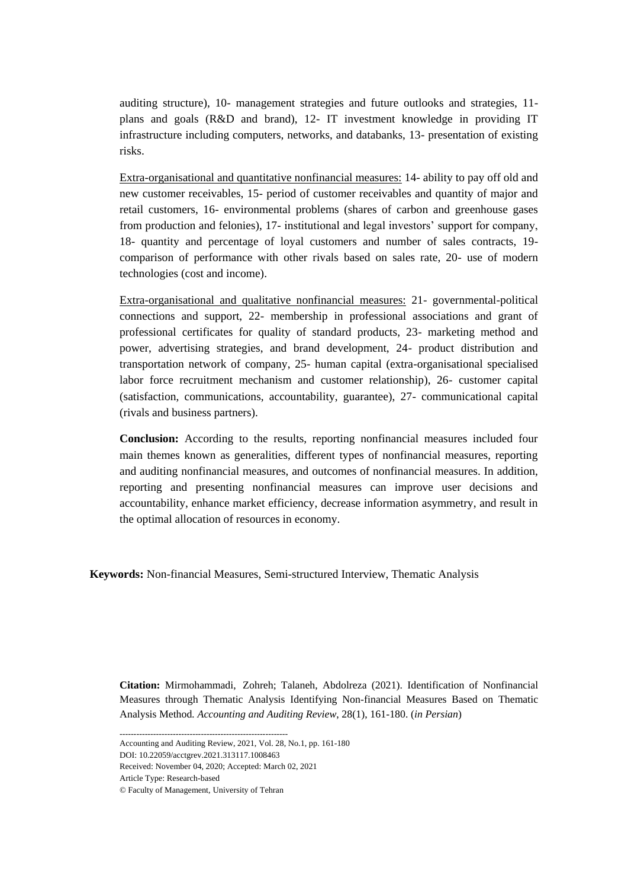auditing structure), 10- management strategies and future outlooks and strategies, 11- plans and goals (R&D and brand), 12- IT investment knowledge in providing IT infrastructure including computers, networks, and databanks, 13- presentation of existing risks.

Extra-organisational and quantitative nonfinancial measures: 14- ability to pay off old and new customer receivables, 15- period of customer receivables and quantity of major and retail customers, 16- environmental problems (shares of carbon and greenhouse gases from production and felonies), 17- institutional and legal investors' support for company, 18- quantity and percentage of loyal customers and number of sales contracts, 19- comparison of performance with other rivals based on sales rate, 20- use of modern technologies (cost and income).

Extra-organisational and qualitative nonfinancial measures: 21- governmental-political connections and support, 22- membership in professional associations and grant of professional certificates for quality of standard products, 23- marketing method and power, advertising strategies, and brand development, 24- product distribution and transportation network of company, 25- human capital (extra-organisational specialised labor force recruitment mechanism and customer relationship), 26- customer capital (satisfaction, communications, accountability, guarantee), 27- communicational capital (rivals and business partners).

**Conclusion:** According to the results, reporting nonfinancial measures included four main themes known as generalities, different types of nonfinancial measures, reporting and auditing nonfinancial measures, and outcomes of nonfinancial measures. In addition, reporting and presenting nonfinancial measures can improve user decisions and accountability, enhance market efficiency, decrease information asymmetry, and result in the optimal allocation of resources in economy.

**Keywords:** Non-financial Measures, Semi-structured Interview, Thematic Analysis

**Citation:** Mirmohammadi, Zohreh; Talaneh, Abdolreza (2021). Identification of Nonfinancial Measures through Thematic Analysis Identifying Non-financial Measures Based on Thematic Analysis Method. *Accounting and Auditing Review*, 28(1), 161-180. (*in Persian*)

------------------------------------------------------------

Accounting and Auditing Review, 2021, Vol. 28, No.1, pp. 161-180

DOI: 10.22059/acctgrev.2021.313117.1008463

Received: November 04, 2020; Accepted: March 02, 2021

Article Type: Research-based

© Faculty of Management, University of Tehran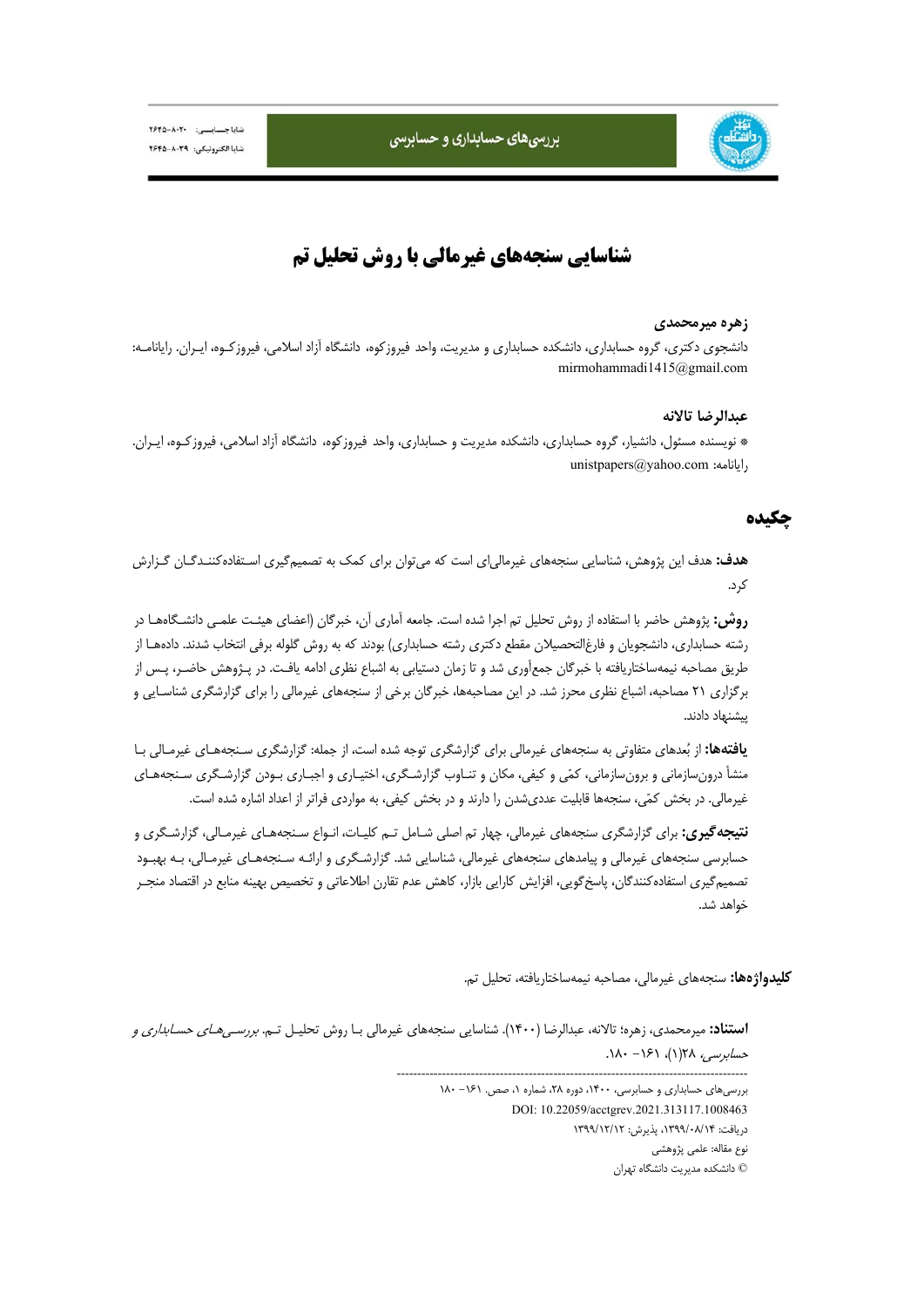# شناسایی سنجه‌های غیرمالی با روش تحلیل تم

### زهره میرمحمدی

دانشجوی دکتری، گروه حسابداری، دانشکده حسابداری و مدیریت، واحد فیروزکوه، دانشگاه آزاد اسلامی، فیروزکوه، ایران. رایانامه: mirmohammadi1415@gmail.com

### عبدالرضا تالانه

* نویسنده مسئول، دانشیار، گروه حسابداری، دانشکده مدیریت و حسابداری، واحد فیروزکوه، دانشگاه آزاد اسلامی، فیروزکوه، ایران. رایانامه: unistpapers@yahoo.com

## چکیده

**هدف:** هدف این پژوهش، شناسایی سنجه‌های غیرمالی‌ای است که می‌توان برای کمک به تصمیم‌گیری استفاده‌کنندگان گزارش کرد.

**روش:** پژوهش حاضر با استفاده از روش تحلیل تم اجرا شده است. جامعه آماری آن، خبرگان (اعضای هیئت علمی دانشگاه‌ها در رشته حسابداری، دانشجویان و فارغ‌التحصیلان مقطع دکتری رشته حسابداری) بودند که به روش گلوله برفی انتخاب شدند. داده‌ها از طریق مصاحبه نیمه‌ساختاریافته با خبرگان جمع‌آوری شد و تا زمان دستیابی به اشباع نظری ادامه یافت. در پژوهش حاضر، پس از برگزاری ۲۱ مصاحبه، اشباع نظری محرز شد. در این مصاحبه‌ها، خبرگان برخی از سنجه‌های غیرمالی را برای گزارشگری شناسایی و پیشنهاد دادند.

**یافته‌ها:** از بُعدهای متفاوتی به سنجه‌های غیرمالی برای گزارشگری توجه شده است، از جمله: گزارشگری سنجه‌های غیرمالی با منشأ درون‌سازمانی و برون‌سازمانی، کمّی و کیفی، مکان و تناوب گزارشگری، اختیاری و اجباری بودن گزارشگری سنجه‌های غیرمالی. در بخش کمّی، سنجه‌ها قابلیت عددی‌شدن را دارند و در بخش کیفی، به مواردی فراتر از اعداد اشاره شده است.

**نتیجه‌گیری:** برای گزارشگری سنجه‌های غیرمالی، چهار تم اصلی شامل تم کلیات، انواع سنجه‌های غیرمالی، گزارشگری و حسابرسی سنجه‌های غیرمالی و پیامدهای سنجه‌های غیرمالی، شناسایی شد. گزارشگری و ارائه سنجه‌های غیرمالی، به بهبود تصمیم‌گیری استفاده‌کنندگان، پاسخ‌گویی، افزایش کارایی بازار، کاهش عدم تقارن اطلاعاتی و تخصیص بهینه منابع در اقتصاد منجر خواهد شد.

**کلیدواژه‌ها:** سنجه‌های غیرمالی، مصاحبه نیمه‌ساختاریافته، تحلیل تم.

**استناد:** میرمحمدی، زهره؛ تالانه، عبدالرضا (۱۴۰۰). شناسایی سنجه‌های غیرمالی با روش تحلیل تم. *بررسی‌های حسابداری و حسابرسی*، ۲۸(۱)، ۱۶۱- ۱۸۰.

---

بررسی‌های حسابداری و حسابرسی، ۱۴۰۰، دوره ۲۸، شماره ۱، صص. ۱۶۱- ۱۸۰

DOI: 10.22059/acctgrev.2021.313117.1008463

دریافت: ۱۳۹۹/۰۸/۱۴، پذیرش: ۱۳۹۹/۱۲/۱۲

نوع مقاله: علمی پژوهشی

© دانشکده مدیریت دانشگاه تهران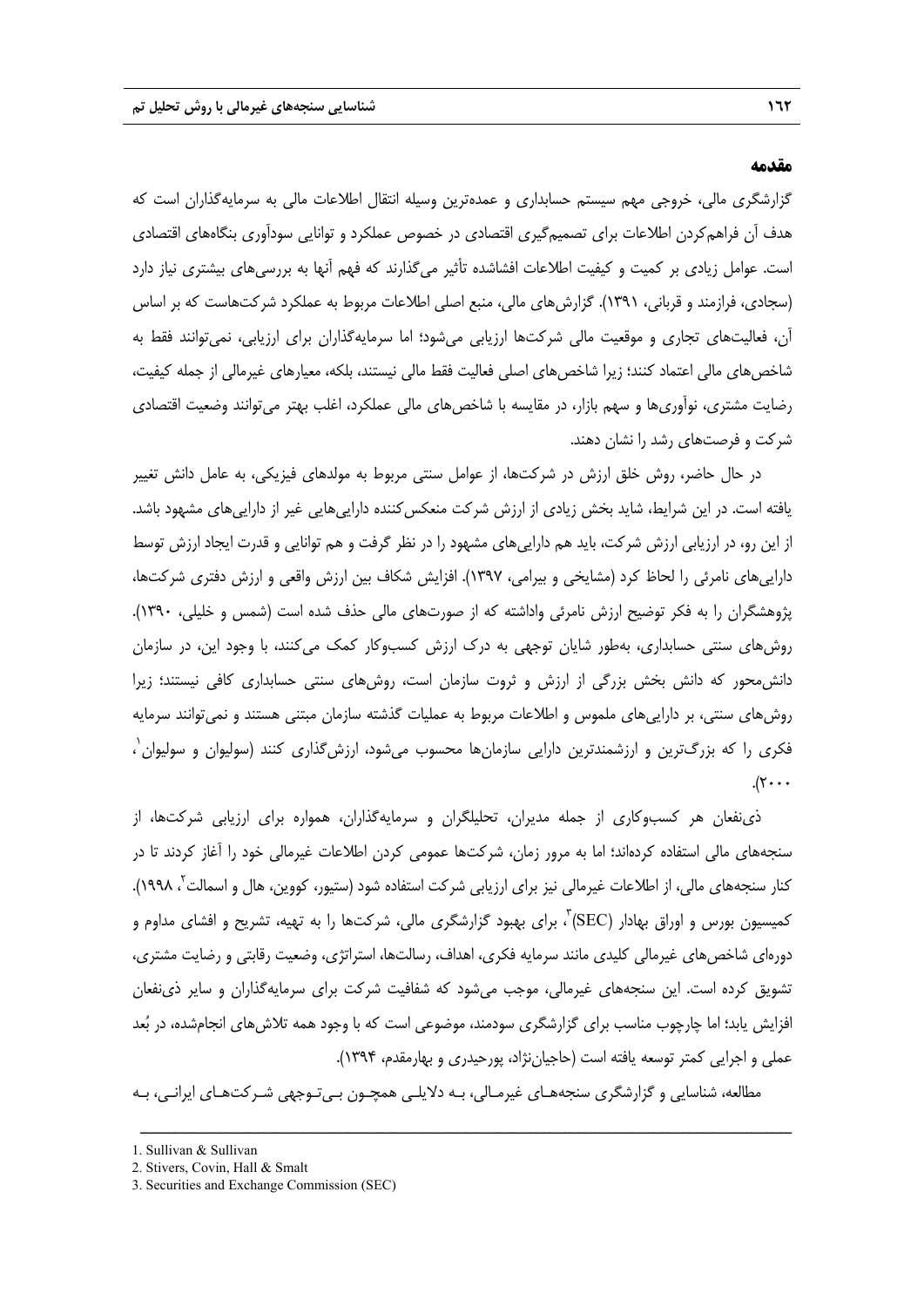## مقدمه

گزارشگری مالی، خروجی مهم سیستم حسابداری و عمده‌ترین وسیله انتقال اطلاعات مالی به سرمایه‌گذاران است که هدف آن فراهم‌کردن اطلاعات برای تصمیم‌گیری اقتصادی در خصوص عملکرد و توانایی سودآوری بنگاه‌های اقتصادی است. عوامل زیادی بر کمیت و کیفیت اطلاعات افشاشده تأثیر می‌گذارند که فهم آنها به بررسی‌های بیشتری نیاز دارد (سجادی، فرازمند و قربانی، ۱۳۹۱). گزارش‌های مالی، منبع اصلی اطلاعات مربوط به عملکرد شرکت‌هاست که بر اساس آن، فعالیت‌های تجاری و موقعیت مالی شرکت‌ها ارزیابی می‌شود؛ اما سرمایه‌گذاران برای ارزیابی، نمی‌توانند فقط به شاخص‌های مالی اعتماد کنند؛ زیرا شاخص‌های اصلی فعالیت فقط مالی نیستند، بلکه، معیارهای غیرمالی از جمله کیفیت، رضایت مشتری، نوآوری‌ها و سهم بازار، در مقایسه با شاخص‌های مالی عملکرد، اغلب بهتر می‌توانند وضعیت اقتصادی شرکت و فرصت‌های رشد را نشان دهند.

در حال حاضر، روش خلق ارزش در شرکت‌ها، از عوامل سنتی مربوط به مولدهای فیزیکی، به عامل دانش تغییر یافته است. در این شرایط، شاید بخش زیادی از ارزش شرکت منعکس‌کننده دارایی‌هایی غیر از دارایی‌های مشهود باشد. از این رو، در ارزیابی ارزش شرکت، باید هم دارایی‌های مشهود را در نظر گرفت و هم توانایی و قدرت ایجاد ارزش توسط دارایی‌های نامرئی را لحاظ کرد (مشایخی و بیرامی، ۱۳۹۷). افزایش شکاف بین ارزش واقعی و ارزش دفتری شرکت‌ها، پژوهشگران را به فکر توضیح ارزش نامرئی واداشته که از صورت‌های مالی حذف شده است (شمس و خلیلی، ۱۳۹۰). روش‌های سنتی حسابداری، به‌طور شایان توجهی به درک ارزش کسب‌وکار کمک می‌کنند، با وجود این، در سازمان دانش‌محور که دانش بخش بزرگی از ارزش و ثروت سازمان است، روش‌های سنتی حسابداری کافی نیستند؛ زیرا روش‌های سنتی، بر دارایی‌های ملموس و اطلاعات مربوط به عملیات گذشته سازمان مبتنی هستند و نمی‌توانند سرمایه فکری را که بزرگ‌ترین و ارزشمندترین دارایی سازمان‌ها محسوب می‌شود، ارزش‌گذاری کنند (سولیوان و سولیوان[1]، ۲۰۰۰).

ذی‌نفعان هر کسب‌وکاری از جمله مدیران، تحلیلگران و سرمایه‌گذاران، همواره برای ارزیابی شرکت‌ها، از سنجه‌های مالی استفاده کرده‌اند؛ اما به مرور زمان، شرکت‌ها عمومی کردن اطلاعات غیرمالی خود را آغاز کردند تا در کنار سنجه‌های مالی، از اطلاعات غیرمالی نیز برای ارزیابی شرکت استفاده شود (ستیور، کووین، هال و اسمالت[2]، ۱۹۹۸). کمیسیون بورس و اوراق بهادار (SEC)[3]، برای بهبود گزارشگری مالی، شرکت‌ها را به تهیه، تشریح و افشای مداوم و دوره‌ای شاخص‌های غیرمالی کلیدی مانند سرمایه فکری، اهداف، رسالت‌ها، استراتژی، وضعیت رقابتی و رضایت مشتری، تشویق کرده است. این سنجه‌های غیرمالی، موجب می‌شود که شفافیت شرکت برای سرمایه‌گذاران و سایر ذی‌نفعان افزایش یابد؛ اما چارچوب مناسب برای گزارشگری سودمند، موضوعی است که با وجود همه تلاش‌های انجام‌شده، در بُعد عملی و اجرایی کمتر توسعه یافته است (حاجیان‌نژاد، پورحیدری و بهارمقدم، ۱۳۹۴).

مطالعه، شناسایی و گزارشگری سنجه‌های غیرمالی، به دلایلی همچون بی‌توجهی شرکت‌های ایرانی، به

---

1. Sullivan & Sullivan
2. Stivers, Covin, Hall & Smalt
3. Securities and Exchange Commission (SEC)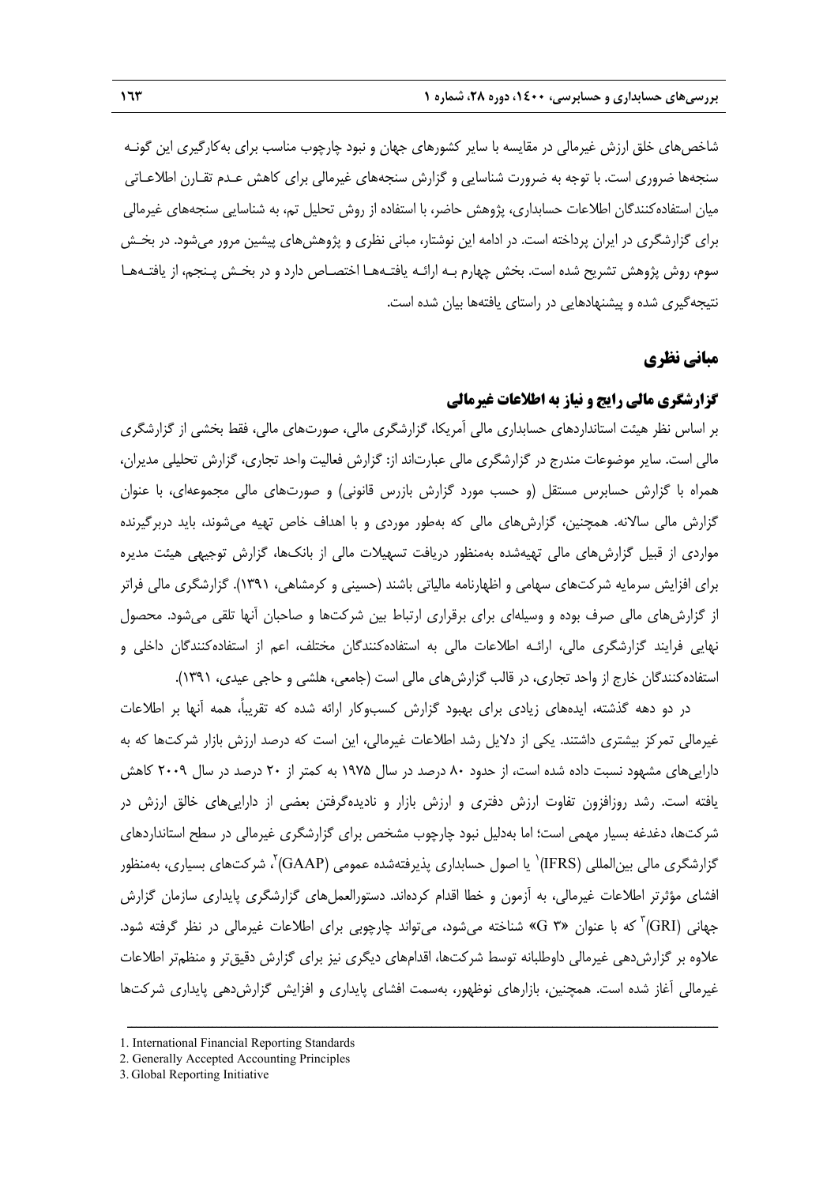شاخص‌های خلق ارزش غیرمالی در مقایسه با سایر کشورهای جهان و نبود چارچوب مناسب برای به‌کارگیری این گونه سنجه‌ها ضروری است. با توجه به ضرورت شناسایی و گزارش سنجه‌های غیرمالی برای کاهش عدم تقارن اطلاعاتی میان استفاده‌کنندگان اطلاعات حسابداری، پژوهش حاضر، با استفاده از روش تحلیل تم، به شناسایی سنجه‌های غیرمالی برای گزارشگری در ایران پرداخته است. در ادامه این نوشتار، مبانی نظری و پژوهش‌های پیشین مرور می‌شود. در بخش سوم، روش پژوهش تشریح شده است. بخش چهارم بـه ارائـه یافتـه‌هـا اختصـاص دارد و در بخـش پـنجم، از یافتـه‌هـا نتیجه‌گیری شده و پیشنهادهایی در راستای یافته‌ها بیان شده است.

## مبانی نظری

### گزارشگری مالی رایج و نیاز به اطلاعات غیرمالی

بر اساس نظر هیئت استانداردهای حسابداری مالی آمریکا، گزارشگری مالی، صورت‌های مالی، فقط بخشی از گزارشگری مالی است. سایر موضوعات مندرج در گزارشگری مالی عبارت‌اند از: گزارش فعالیت واحد تجاری، گزارش تحلیلی مدیران، همراه با گزارش حسابرس مستقل (و حسب مورد گزارش بازرس قانونی) و صورت‌های مالی مجموعه‌ای، با عنوان گزارش مالی سالانه. همچنین، گزارش‌های مالی که به‌طور موردی و با اهداف خاص تهیه می‌شوند، باید دربرگیرنده مواردی از قبیل گزارش‌های مالی تهیه‌شده به‌منظور دریافت تسهیلات مالی از بانک‌ها، گزارش توجیهی هیئت مدیره برای افزایش سرمایه شرکت‌های سهامی و اظهارنامه مالیاتی باشند (حسینی و کرمشاهی، ۱۳۹۱). گزارشگری مالی فراتر از گزارش‌های مالی صرف بوده و وسیله‌ای برای برقراری ارتباط بین شرکت‌ها و صاحبان آنها تلقی می‌شود. محصول نهایی فرایند گزارشگری مالی، ارائـه اطلاعات مالی به استفاده‌کنندگان مختلف، اعم از استفاده‌کنندگان داخلی و استفاده‌کنندگان خارج از واحد تجاری، در قالب گزارش‌های مالی است (جامعی، هلشی و حاجی عیدی، ۱۳۹۱).

در دو دهه گذشته، ایده‌های زیادی برای بهبود گزارش کسب‌وکار ارائه شده که تقریباً، همه آنها بر اطلاعات غیرمالی تمرکز بیشتری داشتند. یکی از دلایل رشد اطلاعات غیرمالی، این است که درصد ارزش بازار شرکت‌ها که به دارایی‌های مشهود نسبت داده شده است، از حدود ۸۰ درصد در سال ۱۹۷۵ به کمتر از ۲۰ درصد در سال ۲۰۰۹ کاهش یافته است. رشد روزافزون تفاوت ارزش دفتری و ارزش بازار و نادیده‌گرفتن بعضی از دارایی‌های خالق ارزش در شرکت‌ها، دغدغه بسیار مهمی است؛ اما به‌دلیل نبود چارچوب مشخص برای گزارشگری غیرمالی در سطح استانداردهای گزارشگری مالی بین‌المللی (IFRS)[1] یا اصول حسابداری پذیرفته‌شده عمومی (GAAP)[2]، شرکت‌های بسیاری، به‌منظور افشای مؤثرتر اطلاعات غیرمالی، به آزمون و خطا اقدام کرده‌اند. دستورالعمل‌های گزارشگری پایداری سازمان گزارش جهانی (GRI)[3] که با عنوان «G ۳» شناخته می‌شود، می‌تواند چارچوبی برای اطلاعات غیرمالی در نظر گرفته شود. علاوه بر گزارش‌دهی غیرمالی داوطلبانه توسط شرکت‌ها، اقدام‌های دیگری نیز برای گزارش دقیق‌تر و منظم‌تر اطلاعات غیرمالی آغاز شده است. همچنین، بازارهای نوظهور، به‌سمت افشای پایداری و افزایش گزارش‌دهی پایداری شرکت‌ها

---

1. International Financial Reporting Standards
2. Generally Accepted Accounting Principles
3. Global Reporting Initiative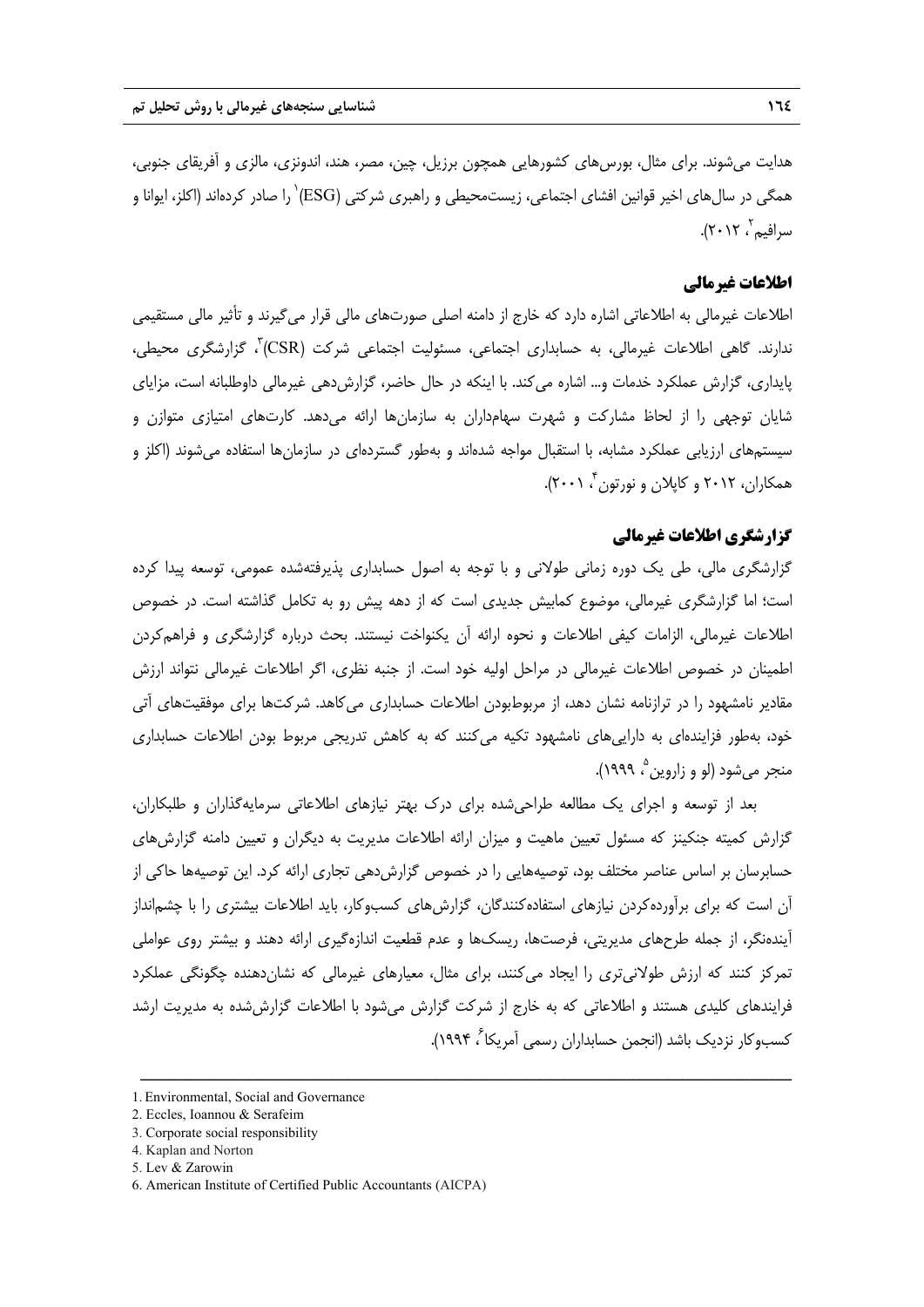هدایت می‌شوند. برای مثال، بورس‌های کشورهایی همچون برزیل، چین، مصر، هند، اندونزی، مالزی و آفریقای جنوبی، همگی در سال‌های اخیر قوانین افشای اجتماعی، زیست‌محیطی و راهبری شرکتی (ESG)[1] را صادر کرده‌اند (اکلز، ایوانا و سرافیم[2]، ۲۰۱۲).

## اطلاعات غیرمالی

اطلاعات غیرمالی به اطلاعاتی اشاره دارد که خارج از دامنه اصلی صورت‌های مالی قرار می‌گیرند و تأثیر مالی مستقیمی ندارند. گاهی اطلاعات غیرمالی، به حسابداری اجتماعی، مسئولیت اجتماعی شرکت (CSR)[3]، گزارشگری محیطی، پایداری، گزارش عملکرد خدمات و... اشاره می‌کند. با اینکه در حال حاضر، گزارش‌دهی غیرمالی داوطلبانه است، مزایای شایان توجهی را از لحاظ مشارکت و شهرت سهام‌داران به سازمان‌ها ارائه می‌دهد. کارت‌های امتیازی متوازن و سیستم‌های ارزیابی عملکرد مشابه، با استقبال مواجه شده‌اند و به‌طور گسترده‌ای در سازمان‌ها استفاده می‌شوند (اکلز و همکاران، ۲۰۱۲ و کاپلان و نورتون[4]، ۲۰۰۱).

## گزارشگری اطلاعات غیرمالی

گزارشگری مالی، طی یک دوره زمانی طولانی و با توجه به اصول حسابداری پذیرفته‌شده عمومی، توسعه پیدا کرده است؛ اما گزارشگری غیرمالی، موضوع کمابیش جدیدی است که از دهه پیش رو به تکامل گذاشته است. در خصوص اطلاعات غیرمالی، الزامات کیفی اطلاعات و نحوه ارائه آن یکنواخت نیستند. بحث درباره گزارشگری و فراهم‌کردن اطمینان در خصوص اطلاعات غیرمالی در مراحل اولیه خود است. از جنبه نظری، اگر اطلاعات غیرمالی نتواند ارزش مقادیر نامشهود را در ترازنامه نشان دهد، از مربوط‌بودن اطلاعات حسابداری می‌کاهد. شرکت‌ها برای موفقیت‌های آتی خود، به‌طور فزاینده‌ای به دارایی‌های نامشهود تکیه می‌کنند که به کاهش تدریجی مربوط بودن اطلاعات حسابداری منجر می‌شود (لو و زاروین[5]، ۱۹۹۹).

بعد از توسعه و اجرای یک مطالعه طراحی‌شده برای درک بهتر نیازهای اطلاعاتی سرمایه‌گذاران و طلبکاران، گزارش کمیته جنکینز که مسئول تعیین ماهیت و میزان ارائه اطلاعات مدیریت به دیگران و تعیین دامنه گزارش‌های حسابرسان بر اساس عناصر مختلف بود، توصیه‌هایی را در خصوص گزارش‌دهی تجاری ارائه کرد. این توصیه‌ها حاکی از آن است که برای برآورده‌کردن نیازهای استفاده‌کنندگان، گزارش‌های کسب‌وکار، باید اطلاعات بیشتری را با چشم‌انداز آینده‌نگر، از جمله طرح‌های مدیریتی، فرصت‌ها، ریسک‌ها و عدم قطعیت اندازه‌گیری ارائه دهند و بیشتر روی عواملی تمرکز کنند که ارزش طولانی‌تری را ایجاد می‌کنند، برای مثال، معیارهای غیرمالی که نشان‌دهنده چگونگی عملکرد فرایندهای کلیدی هستند و اطلاعاتی که به خارج از شرکت گزارش می‌شود با اطلاعات گزارش‌شده به مدیریت ارشد کسب‌وکار نزدیک باشد (انجمن حسابداران رسمی آمریکا[6]، ۱۹۹۴).

---

1. Environmental, Social and Governance
2. Eccles, Ioannou & Serafeim
3. Corporate social responsibility
4. Kaplan and Norton
5. Lev & Zarowin
6. American Institute of Certified Public Accountants (AICPA)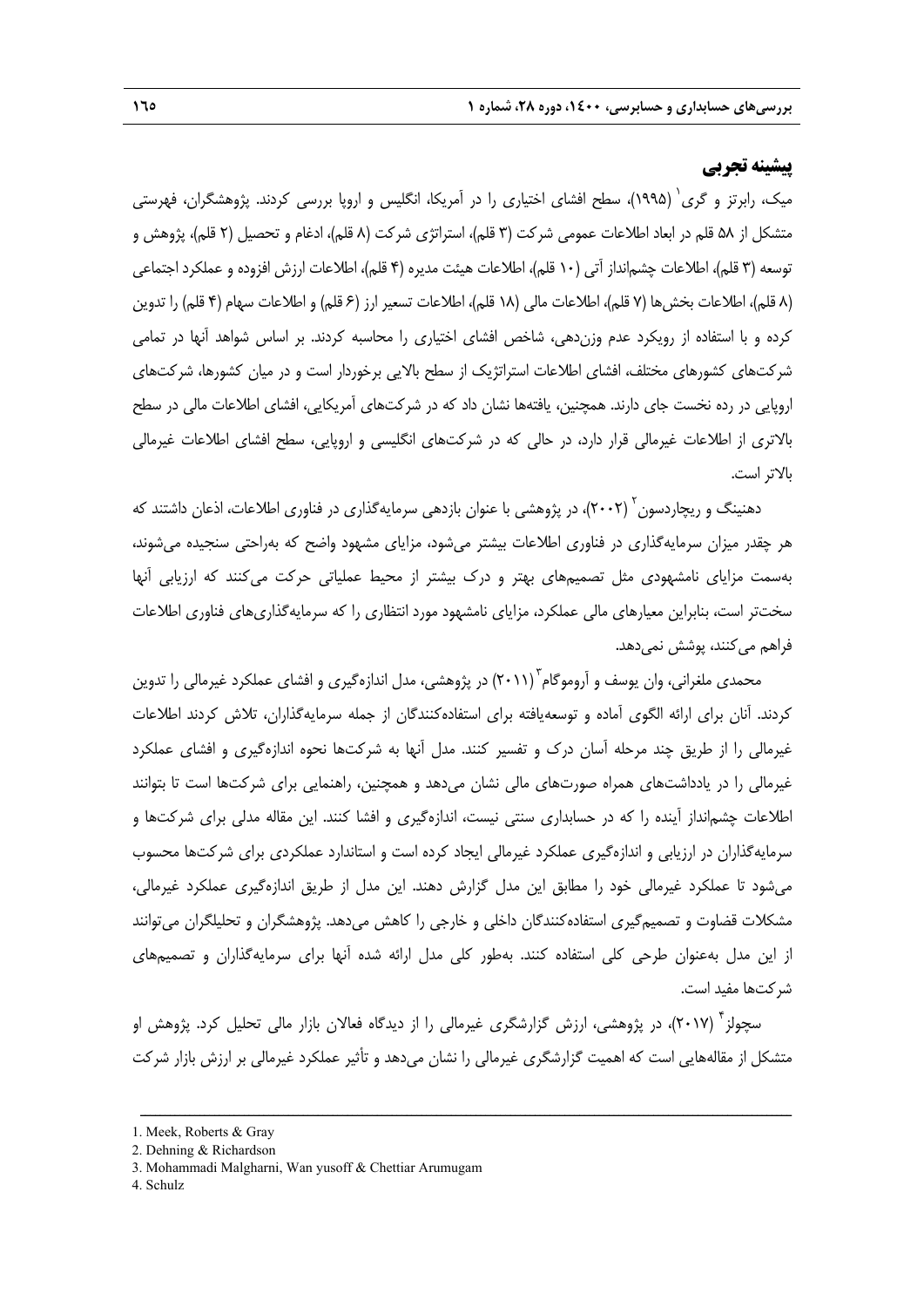## پیشینه تجربی

میک، رابرتز و گری[1] (۱۹۹۵)، سطح افشای اختیاری را در آمریکا، انگلیس و اروپا بررسی کردند. پژوهشگران، فهرستی متشکل از ۵۸ قلم در ابعاد اطلاعات عمومی شرکت (۳ قلم)، استراتژی شرکت (۸ قلم)، ادغام و تحصیل (۲ قلم)، پژوهش و توسعه (۳ قلم)، اطلاعات چشم‌انداز آتی (۱۰ قلم)، اطلاعات هیئت مدیره (۴ قلم)، اطلاعات ارزش افزوده و عملکرد اجتماعی (۸ قلم)، اطلاعات بخش‌ها (۷ قلم)، اطلاعات مالی (۱۸ قلم)، اطلاعات تسعیر ارز (۶ قلم) و اطلاعات سهام (۴ قلم) را تدوین کرده و با استفاده از رویکرد عدم وزن‌دهی، شاخص افشای اختیاری را محاسبه کردند. بر اساس شواهد آنها در تمامی شرکت‌های کشورهای مختلف، افشای اطلاعات استراتژیک از سطح بالایی برخوردار است و در میان کشورها، شرکت‌های اروپایی در رده نخست جای دارند. همچنین، یافته‌ها نشان داد که در شرکت‌های آمریکایی، افشای اطلاعات مالی در سطح بالاتری از اطلاعات غیرمالی قرار دارد، در حالی که در شرکت‌های انگلیسی و اروپایی، سطح افشای اطلاعات غیرمالی بالاتر است.

دهنینگ و ریچاردسون[2] (۲۰۰۲)، در پژوهشی با عنوان بازدهی سرمایه‌گذاری در فناوری اطلاعات، اذعان داشتند که هر چقدر میزان سرمایه‌گذاری در فناوری اطلاعات بیشتر می‌شود، مزایای مشهود واضح که به‌راحتی سنجیده می‌شوند، به‌سمت مزایای نامشهودی مثل تصمیم‌های بهتر و درک بیشتر از محیط عملیاتی حرکت می‌کنند که ارزیابی آنها سخت‌تر است، بنابراین معیارهای مالی عملکرد، مزایای نامشهود مورد انتظاری را که سرمایه‌گذاری‌های فناوری اطلاعات فراهم می‌کنند، پوشش نمی‌دهد.

محمدی ملغرانی، وان یوسف و آروموگام[3] (۲۰۱۱) در پژوهشی، مدل اندازه‌گیری و افشای عملکرد غیرمالی را تدوین کردند. آنان برای ارائه الگوی آماده و توسعه‌یافته برای استفاده‌کنندگان از جمله سرمایه‌گذاران، تلاش کردند اطلاعات غیرمالی را از طریق چند مرحله آسان درک و تفسیر کنند. مدل آنها به شرکت‌ها نحوه اندازه‌گیری و افشای عملکرد غیرمالی را در یادداشت‌های همراه صورت‌های مالی نشان می‌دهد و همچنین، راهنمایی برای شرکت‌ها است تا بتوانند اطلاعات چشم‌انداز آینده را که در حسابداری سنتی نیست، اندازه‌گیری و افشا کنند. این مقاله مدلی برای شرکت‌ها و سرمایه‌گذاران در ارزیابی و اندازه‌گیری عملکرد غیرمالی ایجاد کرده است و استاندارد عملکردی برای شرکت‌ها محسوب می‌شود تا عملکرد غیرمالی خود را مطابق این مدل گزارش دهند. این مدل از طریق اندازه‌گیری عملکرد غیرمالی، مشکلات قضاوت و تصمیم‌گیری استفاده‌کنندگان داخلی و خارجی را کاهش می‌دهد. پژوهشگران و تحلیلگران می‌توانند از این مدل به‌عنوان طرحی کلی استفاده کنند. به‌طور کلی مدل ارائه شده آنها برای سرمایه‌گذاران و تصمیم‌های شرکت‌ها مفید است.

سچولز[4] (۲۰۱۷)، در پژوهشی، ارزش گزارشگری غیرمالی را از دیدگاه فعالان بازار مالی تحلیل کرد. پژوهش او متشکل از مقاله‌هایی است که اهمیت گزارشگری غیرمالی را نشان می‌دهد و تأثیر عملکرد غیرمالی بر ارزش بازار شرکت

---

1. Meek, Roberts & Gray
2. Dehning & Richardson
3. Mohammadi Malgharni, Wan yusoff & Chettiar Arumugam
4. Schulz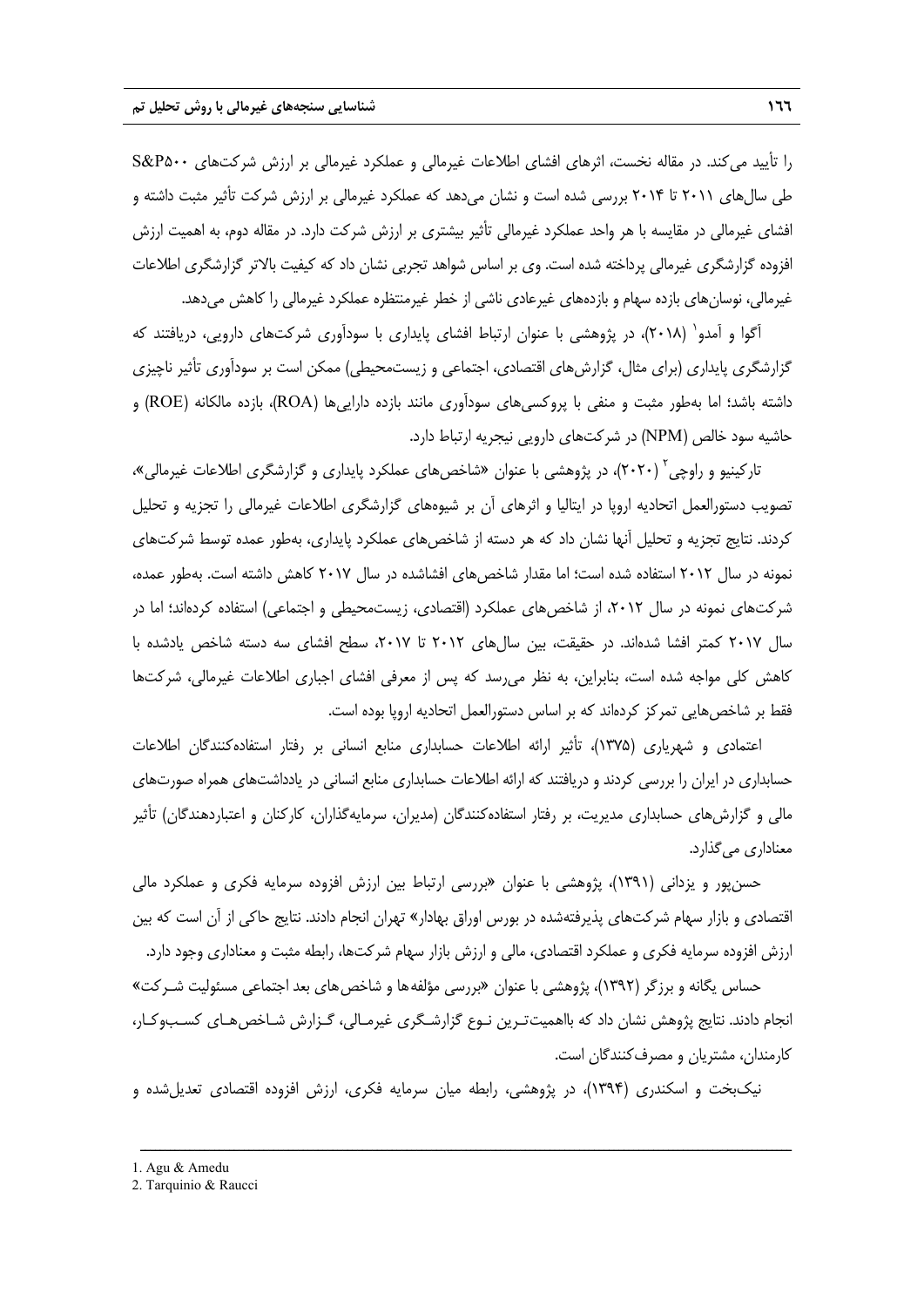را تأیید می‌کند. در مقاله نخست، اثرهای افشای اطلاعات غیرمالی و عملکرد غیرمالی بر ارزش شرکت‌های S&P۵۰۰ طی سال‌های ۲۰۱۱ تا ۲۰۱۴ بررسی شده است و نشان می‌دهد که عملکرد غیرمالی بر ارزش شرکت تأثیر مثبت داشته و افشای غیرمالی در مقایسه با هر واحد عملکرد غیرمالی تأثیر بیشتری بر ارزش شرکت دارد. در مقاله دوم، به اهمیت ارزش افزوده گزارشگری غیرمالی پرداخته شده است. وی بر اساس شواهد تجربی نشان داد که کیفیت بالاتر گزارشگری اطلاعات غیرمالی، نوسان‌های بازده سهام و بازده‌های غیرعادی ناشی از خطر غیرمنتظره عملکرد غیرمالی را کاهش می‌دهد.

آگوا و آمدو[1] (۲۰۱۸)، در پژوهشی با عنوان ارتباط افشای پایداری با سودآوری شرکت‌های دارویی، دریافتند که گزارشگری پایداری (برای مثال، گزارش‌های اقتصادی، اجتماعی و زیست‌محیطی) ممکن است بر سودآوری تأثیر ناچیزی داشته باشد؛ اما به‌طور مثبت و منفی با پروکسی‌های سودآوری مانند بازده دارایی‌ها (ROA)، بازده مالکانه (ROE) و حاشیه سود خالص (NPM) در شرکت‌های دارویی نیجریه ارتباط دارد.

تارکینیو و راوچی[2] (۲۰۲۰)، در پژوهشی با عنوان «شاخص‌های عملکرد پایداری و گزارشگری اطلاعات غیرمالی»، تصویب دستورالعمل اتحادیه اروپا در ایتالیا و اثرهای آن بر شیوه‌های گزارشگری اطلاعات غیرمالی را تجزیه و تحلیل کردند. نتایج تجزیه و تحلیل آنها نشان داد که هر دسته از شاخص‌های عملکرد پایداری، به‌طور عمده توسط شرکت‌های نمونه در سال ۲۰۱۲ استفاده شده است؛ اما مقدار شاخص‌های افشاشده در سال ۲۰۱۷ کاهش داشته است. به‌طور عمده، شرکت‌های نمونه در سال ۲۰۱۲، از شاخص‌های عملکرد (اقتصادی، زیست‌محیطی و اجتماعی) استفاده کرده‌اند؛ اما در سال ۲۰۱۷ کمتر افشا شده‌اند. در حقیقت، بین سال‌های ۲۰۱۲ تا ۲۰۱۷، سطح افشای سه دسته شاخص یادشده با کاهش کلی مواجه شده است، بنابراین، به نظر می‌رسد که پس از معرفی افشای اجباری اطلاعات غیرمالی، شرکت‌ها فقط بر شاخص‌هایی تمرکز کرده‌اند که بر اساس دستورالعمل اتحادیه اروپا بوده است.

اعتمادی و شهریاری (۱۳۷۵)، تأثیر ارائه اطلاعات حسابداری منابع انسانی بر رفتار استفاده‌کنندگان اطلاعات حسابداری در ایران را بررسی کردند و دریافتند که ارائه اطلاعات حسابداری منابع انسانی در یادداشت‌های همراه صورت‌های مالی و گزارش‌های حسابداری مدیریت، بر رفتار استفاده‌کنندگان (مدیران، سرمایه‌گذاران، کارکنان و اعتباردهندگان) تأثیر معناداری می‌گذارد.

حسن‌پور و یزدانی (۱۳۹۱)، پژوهشی با عنوان «بررسی ارتباط بین ارزش افزوده سرمایه فکری و عملکرد مالی اقتصادی و بازار سهام شرکت‌های پذیرفته‌شده در بورس اوراق بهادار» تهران انجام دادند. نتایج حاکی از آن است که بین ارزش افزوده سرمایه فکری و عملکرد اقتصادی، مالی و ارزش بازار سهام شرکت‌ها، رابطه مثبت و معناداری وجود دارد.

حساس یگانه و برزگر (۱۳۹۲)، پژوهشی با عنوان «بررسی مؤلفه‌ها و شاخص‌های بعد اجتماعی مسئولیت شـرکت» انجام دادند. نتایج پژوهش نشان داد که بااهمیت‌تـرین نـوع گزارشـگری غیرمـالی، گـزارش شـاخص‌هـای کسـب‌وکـار، کارمندان، مشتریان و مصرف‌کنندگان است.

نیک‌بخت و اسکندری (۱۳۹۴)، در پژوهشی، رابطه میان سرمایه فکری، ارزش افزوده اقتصادی تعدیل‌شده و

---

1. Agu & Amedu
2. Tarquinio & Raucci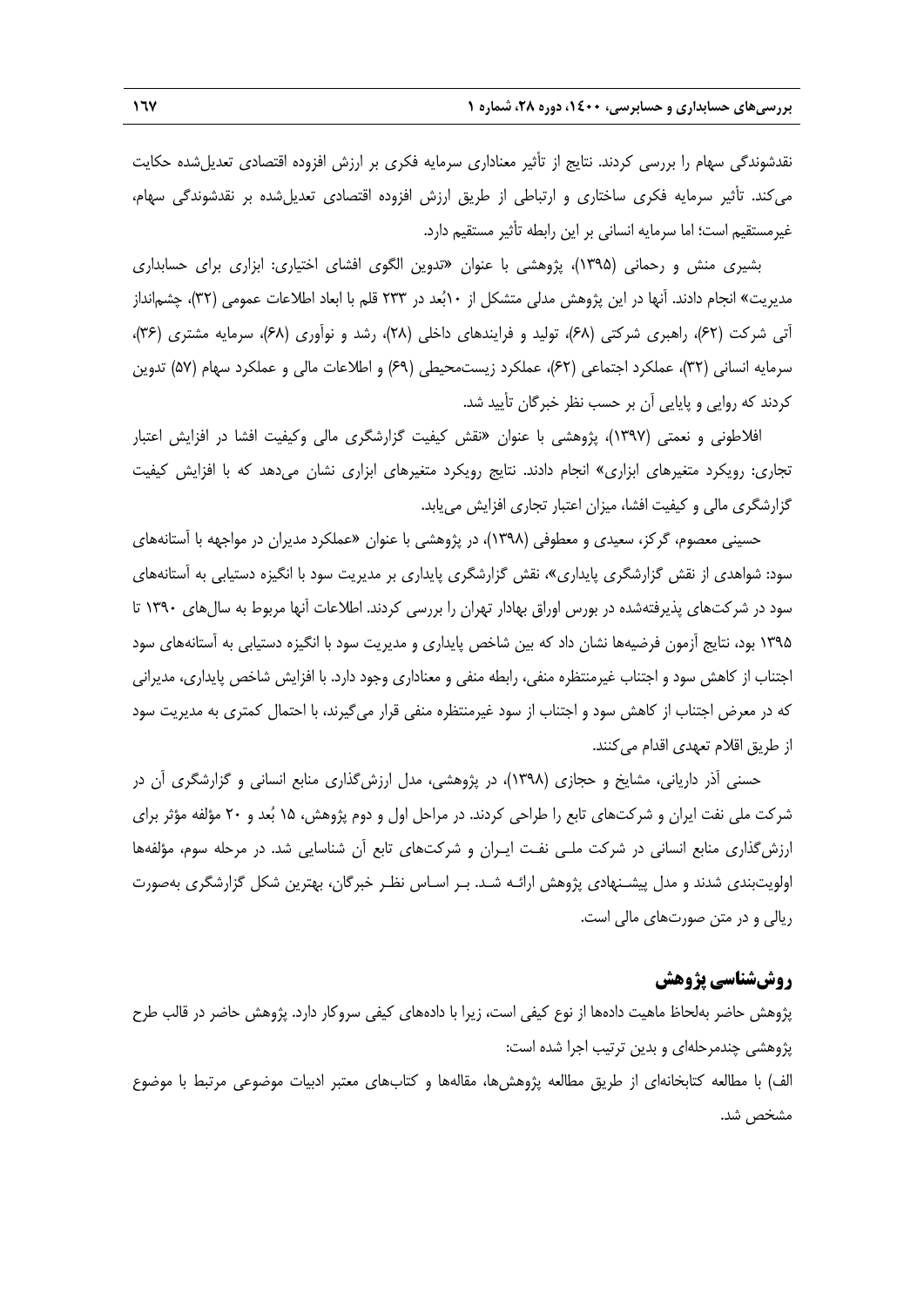نقدشوندگی سهام را بررسی کردند. نتایج از تأثیر معناداری سرمایه فکری بر ارزش افزوده اقتصادی تعدیل‌شده حکایت می‌کند. تأثیر سرمایه فکری ساختاری و ارتباطی از طریق ارزش افزوده اقتصادی تعدیل‌شده بر نقدشوندگی سهام، غیرمستقیم است؛ اما سرمایه انسانی بر این رابطه تأثیر مستقیم دارد.

بشیری منش و رحمانی (۱۳۹۵)، پژوهشی با عنوان «تدوین الگوی افشای اختیاری: ابزاری برای حسابداری مدیریت» انجام دادند. آنها در این پژوهش مدلی متشکل از ۱۰بُعد در ۲۳۳ قلم با ابعاد اطلاعات عمومی (۳۲)، چشم‌انداز آتی شرکت (۶۲)، راهبری شرکتی (۶۸)، تولید و فرایندهای داخلی (۲۸)، رشد و نوآوری (۶۸)، سرمایه مشتری (۳۶)، سرمایه انسانی (۳۲)، عملکرد اجتماعی (۶۲)، عملکرد زیست‌محیطی (۶۹) و اطلاعات مالی و عملکرد سهام (۵۷) تدوین کردند که روایی و پایایی آن بر حسب نظر خبرگان تأیید شد.

افلاطونی و نعمتی (۱۳۹۷)، پژوهشی با عنوان «نقش کیفیت گزارشگری مالی وکیفیت افشا در افزایش اعتبار تجاری: رویکرد متغیرهای ابزاری» انجام دادند. نتایج رویکرد متغیرهای ابزاری نشان می‌دهد که با افزایش کیفیت گزارشگری مالی و کیفیت افشا، میزان اعتبار تجاری افزایش می‌یابد.

حسینی معصوم، گرکز، سعیدی و معطوفی (۱۳۹۸)، در پژوهشی با عنوان «عملکرد مدیران در مواجهه با آستانه‌های سود: شواهدی از نقش گزارشگری پایداری»، نقش گزارشگری پایداری بر مدیریت سود با انگیزه دستیابی به آستانه‌های سود در شرکت‌های پذیرفته‌شده در بورس اوراق بهادار تهران را بررسی کردند. اطلاعات آنها مربوط به سال‌های ۱۳۹۰ تا ۱۳۹۵ بود، نتایج آزمون فرضیه‌ها نشان داد که بین شاخص پایداری و مدیریت سود با انگیزه دستیابی به آستانه‌های سود اجتناب از کاهش سود و اجتناب غیرمنتظره منفی، رابطه منفی و معناداری وجود دارد. با افزایش شاخص پایداری، مدیرانی که در معرض اجتناب از کاهش سود و اجتناب از سود غیرمنتظره منفی قرار می‌گیرند، با احتمال کمتری به مدیریت سود از طریق اقلام تعهدی اقدام می‌کنند.

حسنی آذر داریانی، مشایخ و حجازی (۱۳۹۸)، در پژوهشی، مدل ارزش‌گذاری منابع انسانی و گزارشگری آن در شرکت ملی نفت ایران و شرکت‌های تابع را طراحی کردند. در مراحل اول و دوم پژوهش، ۱۵ بُعد و ۲۰ مؤلفه مؤثر برای ارزش‌گذاری منابع انسانی در شرکت ملـی نفـت ایـران و شرکت‌های تابع آن شناسایی شد. در مرحله سوم، مؤلفه‌ها اولویت‌بندی شدند و مدل پیشـنهادی پژوهش ارائـه شـد. بـر اسـاس نظـر خبرگان، بهترین شکل گزارشگری به‌صورت ریالی و در متن صورت‌های مالی است.

## روش‌شناسی پژوهش

پژوهش حاضر به‌لحاظ ماهیت داده‌ها از نوع کیفی است، زیرا با داده‌های کیفی سروکار دارد. پژوهش حاضر در قالب طرح پژوهشی چندمرحله‌ای و بدین ترتیب اجرا شده است:

الف) با مطالعه کتابخانه‌ای از طریق مطالعه پژوهش‌ها، مقاله‌ها و کتاب‌های معتبر ادبیات موضوعی مرتبط با موضوع مشخص شد.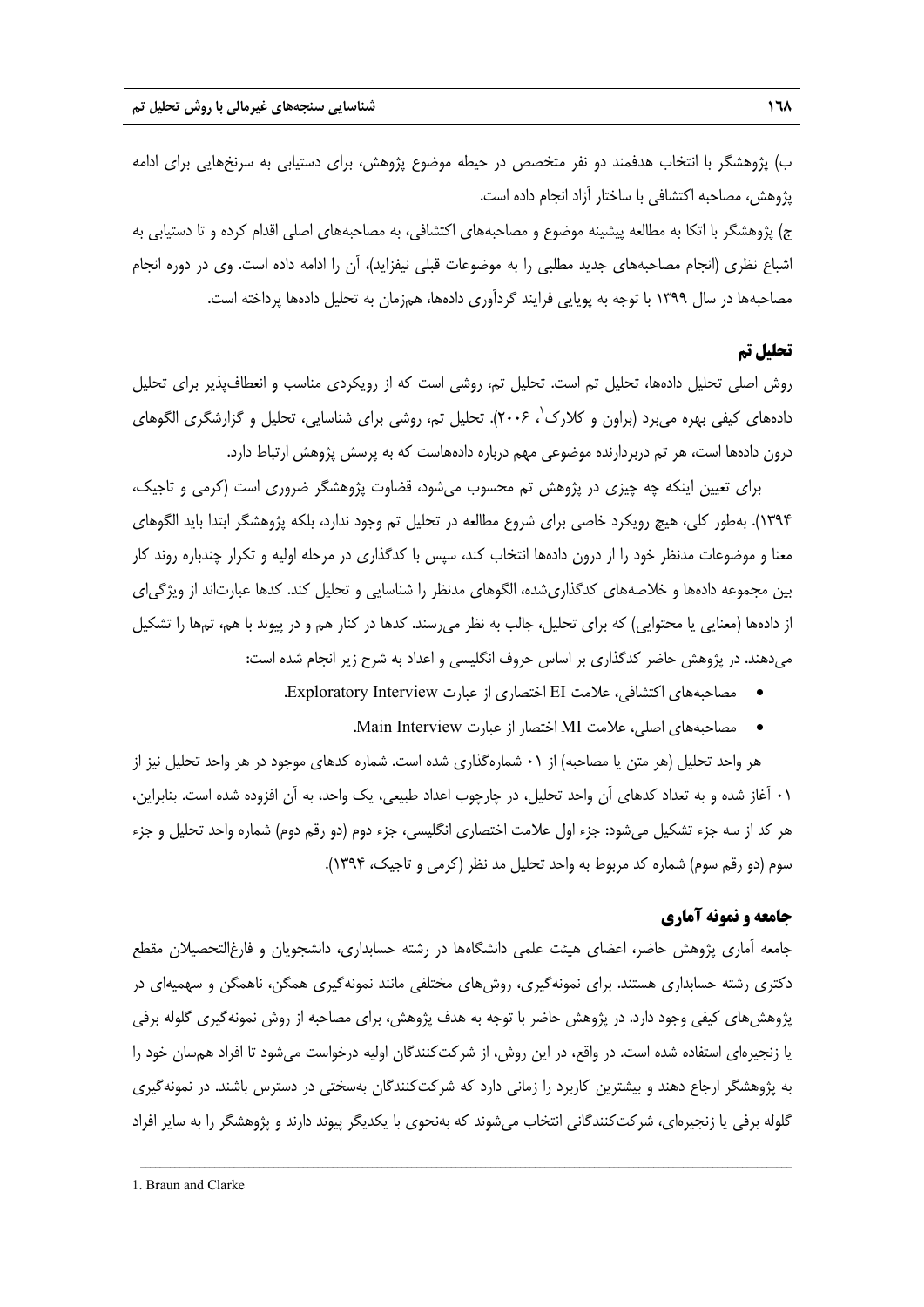ب) پژوهشگر با انتخاب هدفمند دو نفر متخصص در حیطه موضوع پژوهش، برای دستیابی به سرنخ‌هایی برای ادامه پژوهش، مصاحبه اکتشافی با ساختار آزاد انجام داده است.

ج) پژوهشگر با اتکا به مطالعه پیشینه موضوع و مصاحبه‌های اکتشافی، به مصاحبه‌های اصلی اقدام کرده و تا دستیابی به اشباع نظری (انجام مصاحبه‌های جدید مطلبی را به موضوعات قبلی نیفزاید)، آن را ادامه داده است. وی در دوره انجام مصاحبه‌ها در سال ۱۳۹۹ با توجه به پویایی فرایند گردآوری داده‌ها، همزمان به تحلیل داده‌ها پرداخته است.

## تحلیل تم

روش اصلی تحلیل داده‌ها، تحلیل تم است. تحلیل تم، روشی است که از رویکردی مناسب و انعطاف‌پذیر برای تحلیل داده‌های کیفی بهره می‌برد (براون و کلارک[1]، ۲۰۰۶). تحلیل تم، روشی برای شناسایی، تحلیل و گزارشگری الگوهای درون داده‌ها است، هر تم دربردارنده موضوعی مهم درباره داده‌هاست که به پرسش پژوهش ارتباط دارد.

برای تعیین اینکه چه چیزی در پژوهش تم محسوب می‌شود، قضاوت پژوهشگر ضروری است (کرمی و تاجیک، ۱۳۹۴). به‌طور کلی، هیچ رویکرد خاصی برای شروع مطالعه در تحلیل تم وجود ندارد، بلکه پژوهشگر ابتدا باید الگوهای معنا و موضوعات مدنظر خود را از درون داده‌ها انتخاب کند، سپس با کدگذاری در مرحله اولیه و تکرار چندباره روند کار بین مجموعه داده‌ها و خلاصه‌های کدگذاری‌شده، الگوهای مدنظر را شناسایی و تحلیل کند. کدها عبارت‌اند از ویژگی‌ای از داده‌ها (معنایی یا محتوایی) که برای تحلیل، جالب به نظر می‌رسند. کدها در کنار هم و در پیوند با هم، تم‌ها را تشکیل می‌دهند. در پژوهش حاضر کدگذاری بر اساس حروف انگلیسی و اعداد به شرح زیر انجام شده است:

- مصاحبه‌های اکتشافی، علامت EI اختصاری از عبارت Exploratory Interview.
- مصاحبه‌های اصلی، علامت MI اختصار از عبارت Main Interview.

هر واحد تحلیل (هر متن یا مصاحبه) از ۰۱ شماره‌گذاری شده است. شماره کدهای موجود در هر واحد تحلیل نیز از ۰۱ آغاز شده و به تعداد کدهای آن واحد تحلیل، در چارچوب اعداد طبیعی، یک واحد، به آن افزوده شده است. بنابراین، هر کد از سه جزء تشکیل می‌شود: جزء اول علامت اختصاری انگلیسی، جزء دوم (دو رقم دوم) شماره واحد تحلیل و جزء سوم (دو رقم سوم) شماره کد مربوط به واحد تحلیل مد نظر (کرمی و تاجیک، ۱۳۹۴).

## جامعه و نمونه آماری

جامعه آماری پژوهش حاضر، اعضای هیئت علمی دانشگاه‌ها در رشته حسابداری، دانشجویان و فارغ‌التحصیلان مقطع دکتری رشته حسابداری هستند. برای نمونه‌گیری، روش‌های مختلفی مانند نمونه‌گیری همگن، ناهمگن و سهمیه‌ای در پژوهش‌های کیفی وجود دارد. در پژوهش حاضر با توجه به هدف پژوهش، برای مصاحبه از روش نمونه‌گیری گلوله برفی یا زنجیره‌ای استفاده شده است. در واقع، در این روش، از شرکت‌کنندگان اولیه درخواست می‌شود تا افراد هم‌سان خود را به پژوهشگر ارجاع دهند و بیشترین کاربرد را زمانی دارد که شرکت‌کنندگان به‌سختی در دسترس باشند. در نمونه‌گیری گلوله برفی یا زنجیره‌ای، شرکت‌کنندگانی انتخاب می‌شوند که به‌نحوی با یکدیگر پیوند دارند و پژوهشگر را به سایر افراد

---

1. Braun and Clarke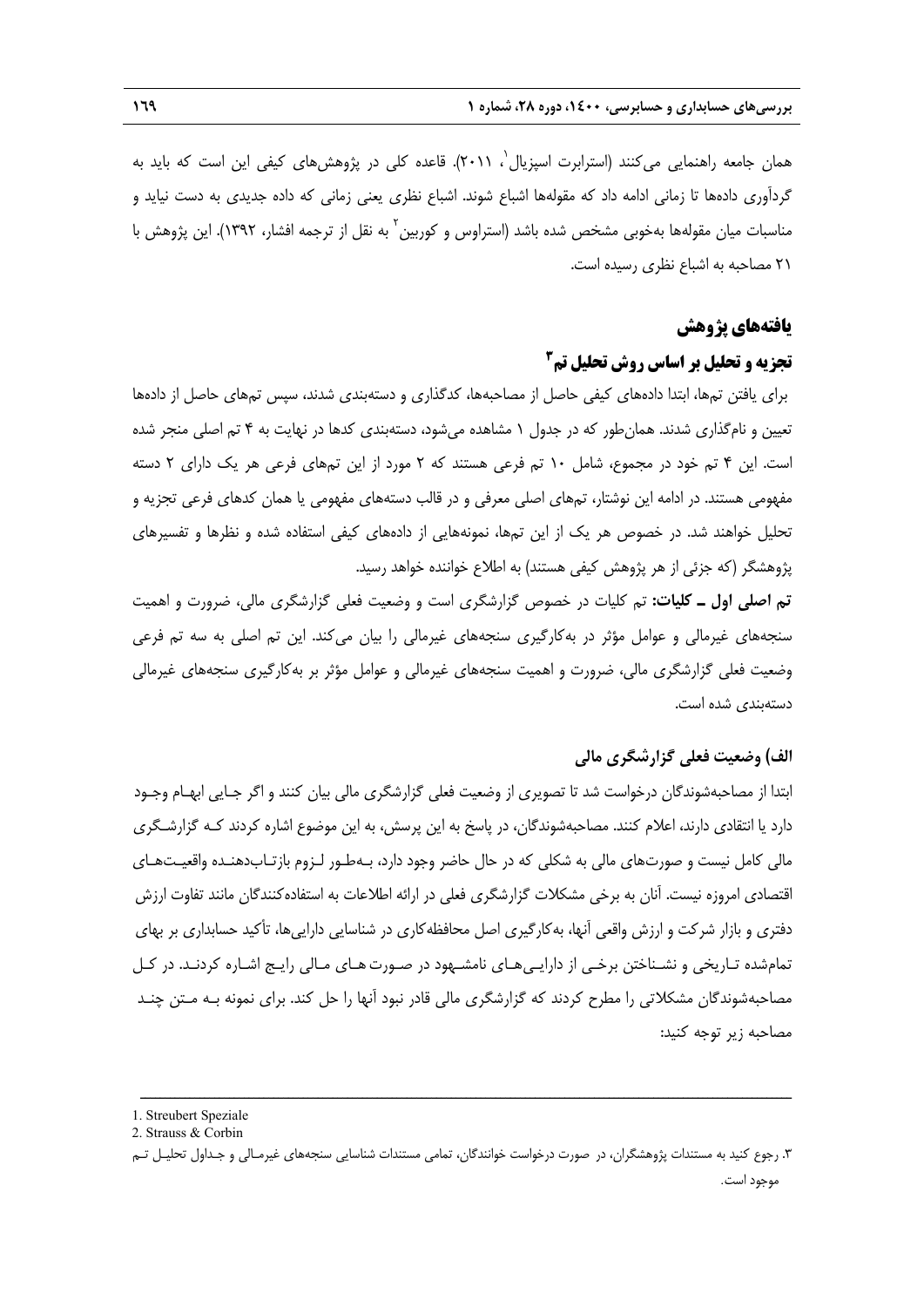همان جامعه راهنمایی می‌کنند (استرابرت اسپزیال[1]، ۲۰۱۱). قاعده کلی در پژوهش‌های کیفی این است که باید به گردآوری داده‌ها تا زمانی ادامه داد که مقوله‌ها اشباع شوند. اشباع نظری یعنی زمانی که داده جدیدی به دست نیاید و مناسبات میان مقوله‌ها به‌خوبی مشخص شده باشد (استراوس و کوربین[2] به نقل از ترجمه افشار، ۱۳۹۲). این پژوهش با ۲۱ مصاحبه به اشباع نظری رسیده است.

## یافته‌های پژوهش

### تجزیه و تحلیل بر اساس روش تحلیل تم[3]

برای یافتن تم‌ها، ابتدا داده‌های کیفی حاصل از مصاحبه‌ها، کدگذاری و دسته‌بندی شدند، سپس تم‌های حاصل از داده‌ها تعیین و نام‌گذاری شدند. همان‌طور که در جدول ۱ مشاهده می‌شود، دسته‌بندی کدها در نهایت به ۴ تم اصلی منجر شده است. این ۴ تم خود در مجموع، شامل ۱۰ تم فرعی هستند که ۲ مورد از این تم‌های فرعی هر یک دارای ۲ دسته مفهومی هستند. در ادامه این نوشتار، تم‌های اصلی معرفی و در قالب دسته‌های مفهومی یا همان کدهای فرعی تجزیه و تحلیل خواهند شد. در خصوص هر یک از این تم‌ها، نمونه‌هایی از داده‌های کیفی استفاده شده و نظرها و تفسیرهای پژوهشگر (که جزئی از هر پژوهش کیفی هستند) به اطلاع خواننده خواهد رسید.

**تم اصلی اول ــ کلیات:** تم کلیات در خصوص گزارشگری است و وضعیت فعلی گزارشگری مالی، ضرورت و اهمیت سنجه‌های غیرمالی و عوامل مؤثر در به‌کارگیری سنجه‌های غیرمالی را بیان می‌کند. این تم اصلی به سه تم فرعی وضعیت فعلی گزارشگری مالی، ضرورت و اهمیت سنجه‌های غیرمالی و عوامل مؤثر بر به‌کارگیری سنجه‌های غیرمالی دسته‌بندی شده است.

### الف) وضعیت فعلی گزارشگری مالی

ابتدا از مصاحبه‌شوندگان درخواست شد تا تصویری از وضعیت فعلی گزارشگری مالی بیان کنند و اگر جایی ابهام وجود دارد یا انتقادی دارند، اعلام کنند. مصاحبه‌شوندگان، در پاسخ به این پرسش، به این موضوع اشاره کردند که گزارشگری مالی کامل نیست و صورت‌های مالی به شکلی که در حال حاضر وجود دارد، به‌طور لزوم بازتاب‌دهنده واقعیت‌های اقتصادی امروزه نیست. آنان به برخی مشکلات گزارشگری فعلی در ارائه اطلاعات به استفاده‌کنندگان مانند تفاوت ارزش دفتری و بازار شرکت و ارزش واقعی آنها، به‌کارگیری اصل محافظه‌کاری در شناسایی دارایی‌ها، تأکید حسابداری بر بهای تمام‌شده تاریخی و نشناختن برخی از دارایی‌های نامشهود در صورت‌های مالی رایج اشاره کردند. در کل مصاحبه‌شوندگان مشکلاتی را مطرح کردند که گزارشگری مالی قادر نبود آنها را حل کند. برای نمونه به متن چند مصاحبه زیر توجه کنید:

---

1. Streubert Speziale
2. Strauss & Corbin
3. رجوع کنید به مستندات پژوهشگران، در صورت درخواست خوانندگان، تمامی مستندات شناسایی سنجه‌های غیرمالی و جداول تحلیل تم موجود است.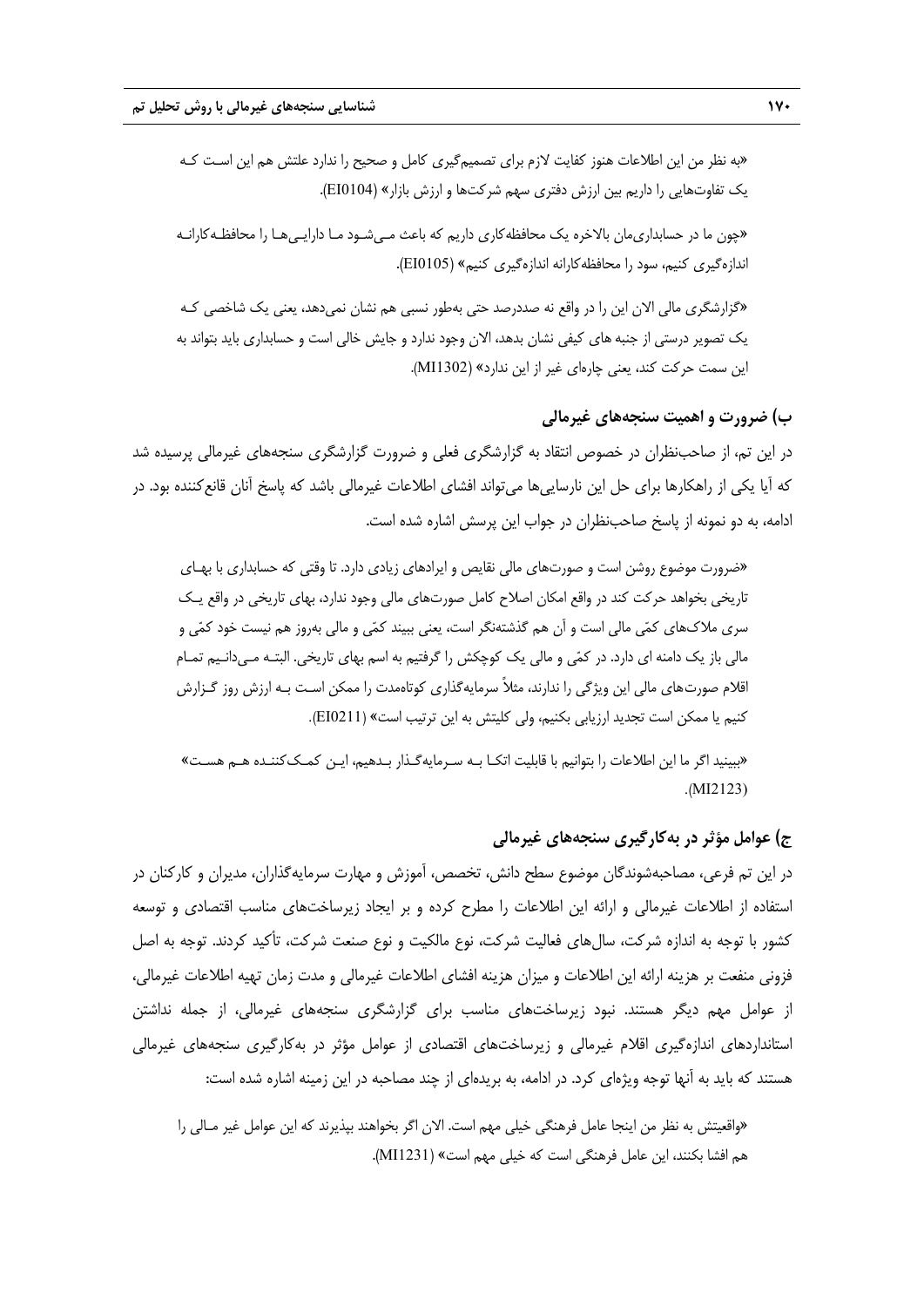«به نظر من این اطلاعات هنوز کفایت لازم برای تصمیم‌گیری کامل و صحیح را ندارد علتش هم این است کـه یک تفاوت‌هایی را داریم بین ارزش دفتری سهم شرکت‌ها و ارزش بازار» (EI0104).

«چون ما در حسابداری‌مان بالاخره یک محافظه‌کاری داریم که باعث مـی‌شـود مـا دارایـی‌هـا را محافظـه‌کارانـه اندازه‌گیری کنیم، سود را محافظه‌کارانه اندازه‌گیری کنیم» (EI0105).

«گزارشگری مالی الان این را در واقع نه صددرصد حتی به‌طور نسبی هم نشان نمی‌دهد، یعنی یک شاخصی کـه یک تصویر درستی از جنبه های کیفی نشان بدهد، الان وجود ندارد و جایش خالی است و حسابداری باید بتواند به این سمت حرکت کند، یعنی چاره‌ای غیر از این ندارد» (MI1302).

### ب) ضرورت و اهمیت سنجه‌های غیرمالی

در این تم، از صاحب‌نظران در خصوص انتقاد به گزارشگری فعلی و ضرورت گزارشگری سنجه‌های غیرمالی پرسیده شد که آیا یکی از راهکارها برای حل این نارسایی‌ها می‌تواند افشای اطلاعات غیرمالی باشد که پاسخ آنان قانع‌کننده بود. در ادامه، به دو نمونه از پاسخ صاحب‌نظران در جواب این پرسش اشاره شده است.

«ضرورت موضوع روشن است و صورت‌های مالی نقایص و ایرادهای زیادی دارد. تا وقتی که حسابداری با بهـای تاریخی بخواهد حرکت کند در واقع امکان اصلاح کامل صورت‌های مالی وجود ندارد، بهای تاریخی در واقع یـک سری ملاک‌های کمّی مالی است و آن هم گذشته‌نگر است، یعنی ببیند کمّی و مالی به‌روز هم نیست خود کمّی و مالی باز یک دامنه ای دارد. در کمّی و مالی یک کوچکش را گرفتیم به اسم بهای تاریخی. البتـه مـی‌دانـیم تمـام اقلام صورت‌های مالی این ویژگی را ندارند، مثلاً سرمایه‌گذاری کوتاه‌مدت را ممکن اسـت بـه ارزش روز گـزارش کنیم یا ممکن است تجدید ارزیابی بکنیم، ولی کلیتش به این ترتیب است» (EI0211).

«ببینید اگر ما این اطلاعات را بتوانیم با قابلیت اتکـا بـه سـرمایه‌گـذار بـدهیم، ایـن کمـک‌کننـده هـم هسـت» (MI2123).

### ج) عوامل مؤثر در به‌کارگیری سنجه‌های غیرمالی

در این تم فرعی، مصاحبه‌شوندگان موضوع سطح دانش، تخصص، آموزش و مهارت سرمایه‌گذاران، مدیران و کارکنان در استفاده از اطلاعات غیرمالی و ارائه این اطلاعات را مطرح کرده و بر ایجاد زیرساخت‌های مناسب اقتصادی و توسعه کشور با توجه به اندازه شرکت، سال‌های فعالیت شرکت، نوع مالکیت و نوع صنعت شرکت، تأکید کردند. توجه به اصل فزونی منفعت بر هزینه ارائه این اطلاعات و میزان هزینه افشای اطلاعات غیرمالی و مدت زمان تهیه اطلاعات غیرمالی، از عوامل مهم دیگر هستند. نبود زیرساخت‌های مناسب برای گزارشگری سنجه‌های غیرمالی، از جمله نداشتن استانداردهای اندازه‌گیری اقلام غیرمالی و زیرساخت‌های اقتصادی از عوامل مؤثر در به‌کارگیری سنجه‌های غیرمالی هستند که باید به آنها توجه ویژه‌ای کرد. در ادامه، به بریده‌ای از چند مصاحبه در این زمینه اشاره شده است:

«واقعیتش به نظر من اینجا عامل فرهنگی خیلی مهم است. الان اگر بخواهند بپذیرند که این عوامل غیر مـالی را هم افشا بکنند، این عامل فرهنگی است که خیلی مهم است» (MI1231).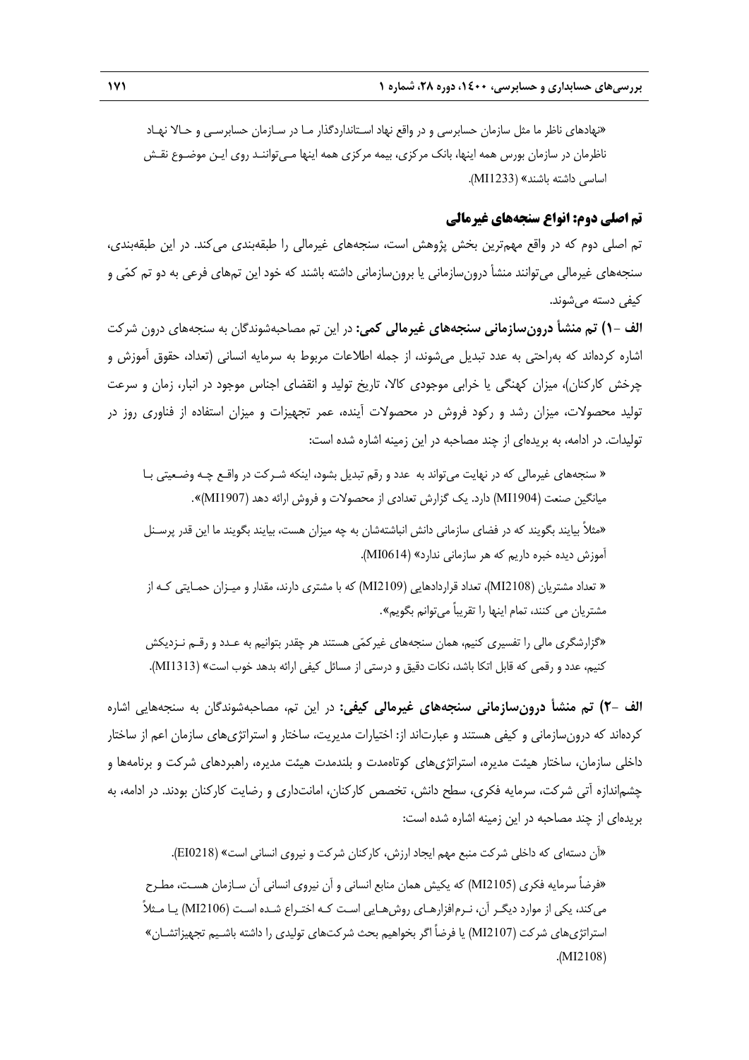«نهادهای ناظر ما مثل سازمان حسابرسی و در واقع نهاد استانداردگذار ما در سازمان حسابرسی و حالا نهاد ناظرمان در سازمان بورس همه اینها، بانک مرکزی، بیمه مرکزی همه اینها می‌توانند روی این موضوع نقش اساسی داشته باشند» (MI1233).

### تم اصلی دوم: انواع سنجه‌های غیرمالی

تم اصلی دوم که در واقع مهم‌ترین بخش پژوهش است، سنجه‌های غیرمالی را طبقه‌بندی می‌کند. در این طبقه‌بندی، سنجه‌های غیرمالی می‌توانند منشأ درون‌سازمانی یا برون‌سازمانی داشته باشند که خود این تم‌های فرعی به دو تم کمّی و کیفی دسته می‌شوند.

**الف -۱) تم منشأ درون‌سازمانی سنجه‌های غیرمالی کمی:** در این تم مصاحبه‌شوندگان به سنجه‌های درون شرکت اشاره کرده‌اند که به‌راحتی به عدد تبدیل می‌شوند، از جمله اطلاعات مربوط به سرمایه انسانی (تعداد، حقوق آموزش و چرخش کارکنان)، میزان کهنگی یا خرابی موجودی کالا، تاریخ تولید و انقضای اجناس موجود در انبار، زمان و سرعت تولید محصولات، میزان رشد و رکود فروش در محصولات آینده، عمر تجهیزات و میزان استفاده از فناوری روز در تولیدات. در ادامه، به بریده‌ای از چند مصاحبه در این زمینه اشاره شده است:

« سنجه‌های غیرمالی که در نهایت می‌تواند به عدد و رقم تبدیل بشود، اینکه شرکت در واقع چه وضعیتی با میانگین صنعت (MI1904) دارد. یک گزارش تعدادی از محصولات و فروش ارائه دهد (MI1907)».

«مثلاً بیایند بگویند که در فضای سازمانی دانش انباشته‌شان به چه میزان هست، بیایند بگویند ما این قدر پرسنل آموزش دیده خبره داریم که هر سازمانی ندارد» (MI0614).

« تعداد مشتریان (MI2108)، تعداد قراردادهایی (MI2109) که با مشتری دارند، مقدار و میزان حمایتی که از مشتریان می کنند، تمام اینها را تقریباً می‌توانم بگویم».

«گزارشگری مالی را تفسیری کنیم، همان سنجه‌های غیرکمّی هستند هر چقدر بتوانیم به عدد و رقم نزدیکش کنیم، عدد و رقمی که قابل اتکا باشد، نکات دقیق و درستی از مسائل کیفی ارائه بدهد خوب است» (MI1313).

**الف -۲) تم منشأ درون‌سازمانی سنجه‌های غیرمالی کیفی:** در این تم، مصاحبه‌شوندگان به سنجه‌هایی اشاره کرده‌اند که درون‌سازمانی و کیفی هستند و عبارت‌اند از: اختیارات مدیریت، ساختار و استراتژی‌های سازمان اعم از ساختار داخلی سازمان، ساختار هیئت مدیره، استراتژی‌های کوتاه‌مدت و بلندمدت هیئت مدیره، راهبردهای شرکت و برنامه‌ها و چشم‌انداز آتی شرکت، سرمایه فکری، سطح دانش، تخصص کارکنان، امانت‌داری و رضایت کارکنان بودند. در ادامه، به بریده‌ای از چند مصاحبه در این زمینه اشاره شده است:

«آن دسته‌ای که داخلی شرکت منبع مهم ایجاد ارزش، کارکنان شرکت و نیروی انسانی است» (EI0218).

«فرضاً سرمایه فکری (MI2105) که یکیش همان منابع انسانی و آن نیروی انسانی آن سازمان هست، مطرح می‌کند، یکی از موارد دیگر آن، نرم‌افزارهای روش‌هایی است که اختراع شده است (MI2106) یا مثلاً استراتژی‌های شرکت (MI2107) یا فرضاً اگر بخواهیم بحث شرکت‌های تولیدی را داشته باشیم تجهیزاتشان» (MI2108).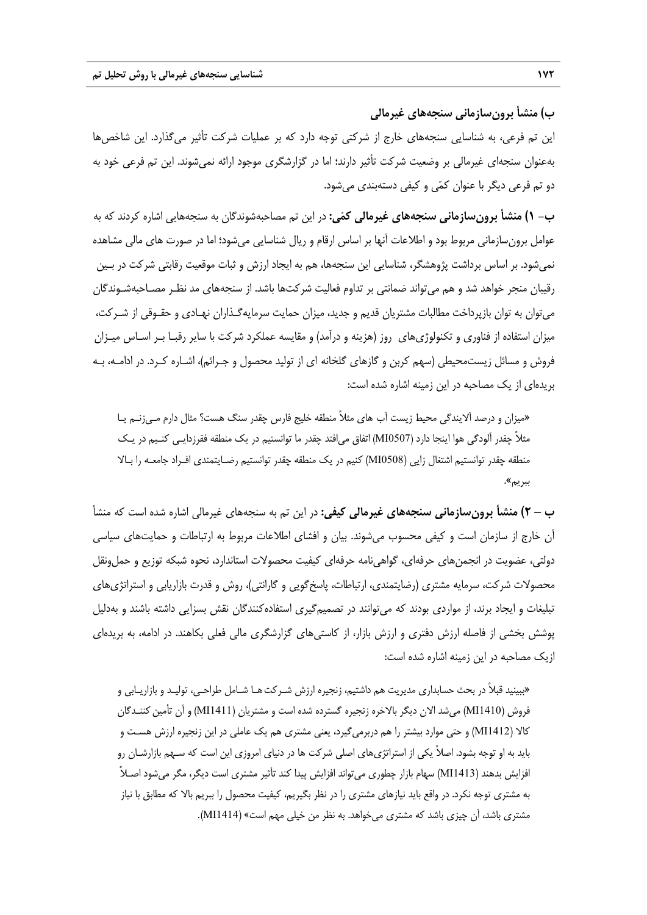### ب) منشأ برون‌سازمانی سنجه‌های غیرمالی

این تم فرعی، به شناسایی سنجه‌های خارج از شرکتی توجه دارد که بر عملیات شرکت تأثیر می‌گذارد. این شاخص‌ها به‌عنوان سنجه‌ای غیرمالی بر وضعیت شرکت تأثیر دارند؛ اما در گزارشگری موجود ارائه نمی‌شوند. این تم فرعی خود به دو تم فرعی دیگر با عنوان کمّی و کیفی دسته‌بندی می‌شود.

**ب- ۱) منشأ برون‌سازمانی سنجه‌های غیرمالی کمّی:** در این تم مصاحبه‌شوندگان به سنجه‌هایی اشاره کردند که به عوامل برون‌سازمانی مربوط بود و اطلاعات آنها بر اساس ارقام و ریال شناسایی می‌شود؛ اما در صورت های مالی مشاهده نمی‌شود. بر اساس برداشت پژوهشگر، شناسایی این سنجه‌ها، هم به ایجاد ارزش و ثبات موقعیت رقابتی شرکت در بین رقیبان منجر خواهد شد و هم می‌تواند ضمانتی بر تداوم فعالیت شرکت‌ها باشد. از سنجه‌های مد نظر مصاحبه‌شوندگان می‌توان به توان بازپرداخت مطالبات مشتریان قدیم و جدید، میزان حمایت سرمایه‌گذاران نهادی و حقوقی از شرکت، میزان استفاده از فناوری و تکنولوژی‌های روز (هزینه و درآمد) و مقایسه عملکرد شرکت با سایر رقبا بر اساس میزان فروش و مسائل زیست‌محیطی (سهم کربن و گازهای گلخانه ای از تولید محصول و جرائم)، اشاره کرد. در ادامه، به بریده‌ای از یک مصاحبه در این زمینه اشاره شده است:

> «میزان و درصد آلایندگی محیط زیست آب های مثلاً منطقه خلیج فارس چقدر سنگ هست؟ مثال دارم می‌زنم یا مثلاً چقدر آلودگی هوا اینجا دارد (MI0507) اتفاق می‌افتد چقدر ما توانستیم در یک منطقه فقرزدایی کنیم در یک منطقه چقدر توانستیم اشتغال زایی (MI0508) کنیم در یک منطقه چقدر توانستیم رضایتمندی افراد جامعه را بالا ببریم».

**ب – ۲) منشأ برون‌سازمانی سنجه‌های غیرمالی کیفی:** در این تم به سنجه‌های غیرمالی اشاره شده است که منشأ آن خارج از سازمان است و کیفی محسوب می‌شوند. بیان و افشای اطلاعات مربوط به ارتباطات و حمایت‌های سیاسی دولتی، عضویت در انجمن‌های حرفه‌ای، گواهی‌نامه حرفه‌ای کیفیت محصولات استاندارد، نحوه شبکه توزیع و حمل‌ونقل محصولات شرکت، سرمایه مشتری (رضایتمندی، ارتباطات، پاسخ‌گویی و گارانتی)، روش و قدرت بازاریابی و استراتژی‌های تبلیغات و ایجاد برند، از مواردی بودند که می‌توانند در تصمیم‌گیری استفاده‌کنندگان نقش بسزایی داشته باشند و به‌دلیل پوشش بخشی از فاصله ارزش دفتری و ارزش بازار، از کاستی‌های گزارشگری مالی فعلی بکاهند. در ادامه، به بریده‌ای ازیک مصاحبه در این زمینه اشاره شده است:

> «ببینید قبلاً در بحث حسابداری مدیریت هم داشتیم، زنجیره ارزش شرکت‌ها شامل طراحی، تولید و بازاریابی و فروش (MI1410) می‌شد الان دیگر بالاخره زنجیره گسترده شده است و مشتریان (MI1411) و آن تأمین کنندگان کالا (MI1412) و حتی موارد بیشتر را هم دربرمی‌گیرد، یعنی مشتری هم یک عاملی در این زنجیره ارزش هست و باید به او توجه بشود. اصلاً یکی از استراتژی‌های اصلی شرکت در دنیای امروزی این است که سهم بازارشان رو افزایش بدهند (MI1413) سهام بازار چطوری می‌تواند افزایش پیدا کند تأثیر مشتری است دیگر، مگر می‌شود اصلاً به مشتری توجه نکرد. در واقع باید نیازهای مشتری را در نظر بگیریم، کیفیت محصول را ببریم بالا که مطابق با نیاز مشتری باشد، آن چیزی باشد که مشتری می‌خواهد. به نظر من خیلی مهم است» (MI1414).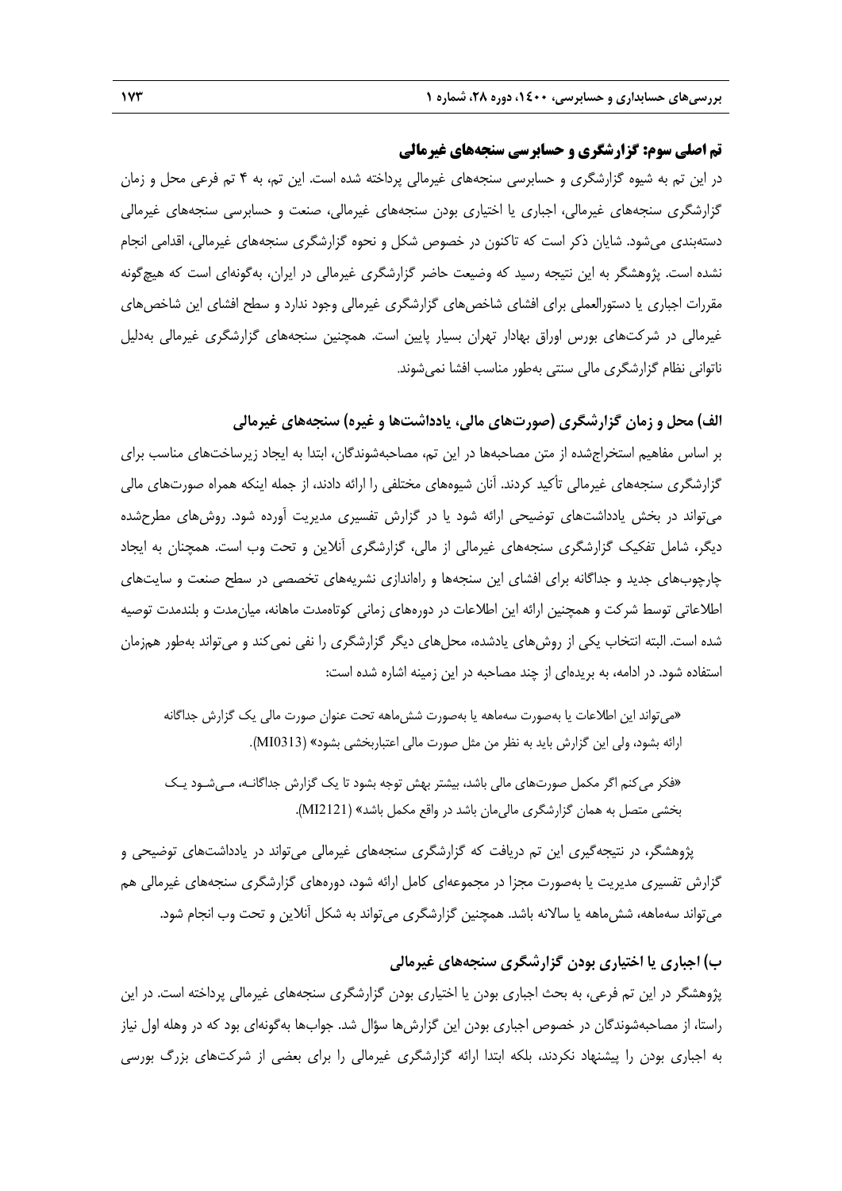### تم اصلی سوم: گزارشگری و حسابرسی سنجه‌های غیرمالی

در این تم به شیوه گزارشگری و حسابرسی سنجه‌های غیرمالی پرداخته شده است. این تم، به ۴ تم فرعی محل و زمان گزارشگری سنجه‌های غیرمالی، اجباری یا اختیاری بودن سنجه‌های غیرمالی، صنعت و حسابرسی سنجه‌های غیرمالی دسته‌بندی می‌شود. شایان ذکر است که تاکنون در خصوص شکل و نحوه گزارشگری سنجه‌های غیرمالی، اقدامی انجام نشده است. پژوهشگر به این نتیجه رسید که وضعیت حاضر گزارشگری غیرمالی در ایران، به‌گونه‌ای است که هیچ‌گونه مقررات اجباری یا دستورالعملی برای افشای شاخص‌های گزارشگری غیرمالی وجود ندارد و سطح افشای این شاخص‌های غیرمالی در شرکت‌های بورس اوراق بهادار تهران بسیار پایین است. همچنین سنجه‌های گزارشگری غیرمالی به‌دلیل ناتوانی نظام گزارشگری مالی سنتی به‌طور مناسب افشا نمی‌شوند.

#### الف) محل و زمان گزارشگری (صورت‌های مالی، یادداشت‌ها و غیره) سنجه‌های غیرمالی

بر اساس مفاهیم استخراج‌شده از متن مصاحبه‌ها در این تم، مصاحبه‌شوندگان، ابتدا به ایجاد زیرساخت‌های مناسب برای گزارشگری سنجه‌های غیرمالی تأکید کردند. آنان شیوه‌های مختلفی را ارائه دادند، از جمله اینکه همراه صورت‌های مالی می‌تواند در بخش یادداشت‌های توضیحی ارائه شود یا در گزارش تفسیری مدیریت آورده شود. روش‌های مطرح‌شده دیگر، شامل تفکیک گزارشگری سنجه‌های غیرمالی از مالی، گزارشگری آنلاین و تحت وب است. همچنان به ایجاد چارچوب‌های جدید و جداگانه برای افشای این سنجه‌ها و راه‌اندازی نشریه‌های تخصصی در سطح صنعت و سایت‌های اطلاعاتی توسط شرکت و همچنین ارائه این اطلاعات در دوره‌های زمانی کوتاه‌مدت ماهانه، میان‌مدت و بلندمدت توصیه شده است. البته انتخاب یکی از روش‌های یادشده، محل‌های دیگر گزارشگری را نفی نمی‌کند و می‌تواند به‌طور هم‌زمان استفاده شود. در ادامه، به بریده‌ای از چند مصاحبه در این زمینه اشاره شده است:

> «می‌تواند این اطلاعات یا به‌صورت سه‌ماهه یا به‌صورت شش‌ماهه تحت عنوان صورت مالی یک گزارش جداگانه ارائه بشود، ولی این گزارش باید به نظر من مثل صورت مالی اعتباربخشی بشود» (MI0313).

> «فکر می‌کنم اگر مکمل صورت‌های مالی باشد، بیشتر بهش توجه بشود تا یک گزارش جداگانـه، مـی‌شـود یـک بخشی متصل به همان گزارشگری مالی‌مان باشد در واقع مکمل باشد» (MI2121).

پژوهشگر، در نتیجه‌گیری این تم دریافت که گزارشگری سنجه‌های غیرمالی می‌تواند در یادداشت‌های توضیحی و گزارش تفسیری مدیریت یا به‌صورت مجزا در مجموعه‌ای کامل ارائه شود، دوره‌های گزارشگری سنجه‌های غیرمالی هم می‌تواند سه‌ماهه، شش‌ماهه یا سالانه باشد. همچنین گزارشگری می‌تواند به شکل آنلاین و تحت وب انجام شود.

#### ب) اجباری یا اختیاری بودن گزارشگری سنجه‌های غیرمالی

پژوهشگر در این تم فرعی، به بحث اجباری بودن یا اختیاری بودن گزارشگری سنجه‌های غیرمالی پرداخته است. در این راستا، از مصاحبه‌شوندگان در خصوص اجباری بودن این گزارش‌ها سؤال شد. جواب‌ها به‌گونه‌ای بود که در وهله اول نیاز به اجباری بودن را پیشنهاد نکردند، بلکه ابتدا ارائه گزارشگری غیرمالی را برای بعضی از شرکت‌های بزرگ بورسی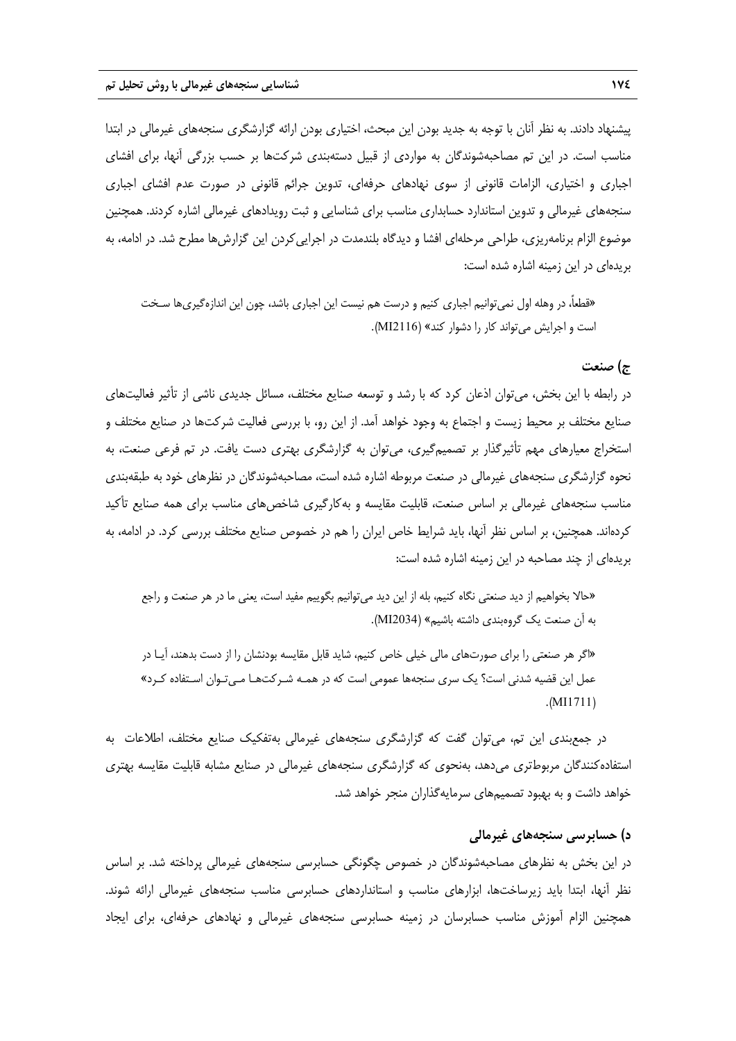پیشنهاد دادند. به نظر آنان با توجه به جدید بودن این مبحث، اختیاری بودن ارائه گزارشگری سنجه‌های غیرمالی در ابتدا مناسب است. در این تم مصاحبه‌شوندگان به مواردی از قبیل دسته‌بندی شرکت‌ها بر حسب بزرگی آنها، برای افشای اجباری و اختیاری، الزامات قانونی از سوی نهادهای حرفه‌ای، تدوین جرائم قانونی در صورت عدم افشای اجباری سنجه‌های غیرمالی و تدوین استاندارد حسابداری مناسب برای شناسایی و ثبت رویدادهای غیرمالی اشاره کردند. همچنین موضوع الزام برنامه‌ریزی، طراحی مرحله‌ای افشا و دیدگاه بلندمدت در اجرایی‌کردن این گزارش‌ها مطرح شد. در ادامه، به بریده‌ای در این زمینه اشاره شده است:

«قطعاً، در وهله اول نمی‌توانیم اجباری کنیم و درست هم نیست این اجباری باشد، چون این اندازه‌گیری‌ها سخت است و اجرایش می‌تواند کار را دشوار کند» (MI2116).

### ج) صنعت

در رابطه با این بخش، می‌توان اذعان کرد که با رشد و توسعه صنایع مختلف، مسائل جدیدی ناشی از تأثیر فعالیت‌های صنایع مختلف بر محیط زیست و اجتماع به وجود خواهد آمد. از این رو، با بررسی فعالیت شرکت‌ها در صنایع مختلف و استخراج معیارهای مهم تأثیرگذار بر تصمیم‌گیری، می‌توان به گزارشگری بهتری دست یافت. در تم فرعی صنعت، به نحوه گزارشگری سنجه‌های غیرمالی در صنعت مربوطه اشاره شده است، مصاحبه‌شوندگان در نظرهای خود به طبقه‌بندی مناسب سنجه‌های غیرمالی بر اساس صنعت، قابلیت مقایسه و به‌کارگیری شاخص‌های مناسب برای همه صنایع تأکید کرده‌اند. همچنین، بر اساس نظر آنها، باید شرایط خاص ایران را هم در خصوص صنایع مختلف بررسی کرد. در ادامه، به بریده‌ای از چند مصاحبه در این زمینه اشاره شده است:

«حالا بخواهیم از دید صنعتی نگاه کنیم، بله از این دید می‌توانیم بگوییم مفید است، یعنی ما در هر صنعت و راجع به آن صنعت یک گروه‌بندی داشته باشیم» (MI2034).

«اگر هر صنعتی را برای صورت‌های مالی خیلی خاص کنیم، شاید قابل مقایسه بودنشان را از دست بدهند، آیا در عمل این قضیه شدنی است؟ یک سری سنجه‌ها عمومی است که در همه شرکت‌ها می‌توان استفاده کرد» (MI1711).

در جمع‌بندی این تم، می‌توان گفت که گزارشگری سنجه‌های غیرمالی به‌تفکیک صنایع مختلف، اطلاعات به استفاده‌کنندگان مربوط‌تری می‌دهد، به‌نحوی که گزارشگری سنجه‌های غیرمالی در صنایع مشابه قابلیت مقایسه بهتری خواهد داشت و به بهبود تصمیم‌های سرمایه‌گذاران منجر خواهد شد.

### د) حسابرسی سنجه‌های غیرمالی

در این بخش به نظرهای مصاحبه‌شوندگان در خصوص چگونگی حسابرسی سنجه‌های غیرمالی پرداخته شد. بر اساس نظر آنها، ابتدا باید زیرساخت‌ها، ابزارهای مناسب و استانداردهای حسابرسی مناسب سنجه‌های غیرمالی ارائه شوند. همچنین الزام آموزش مناسب حسابرسان در زمینه حسابرسی سنجه‌های غیرمالی و نهادهای حرفه‌ای، برای ایجاد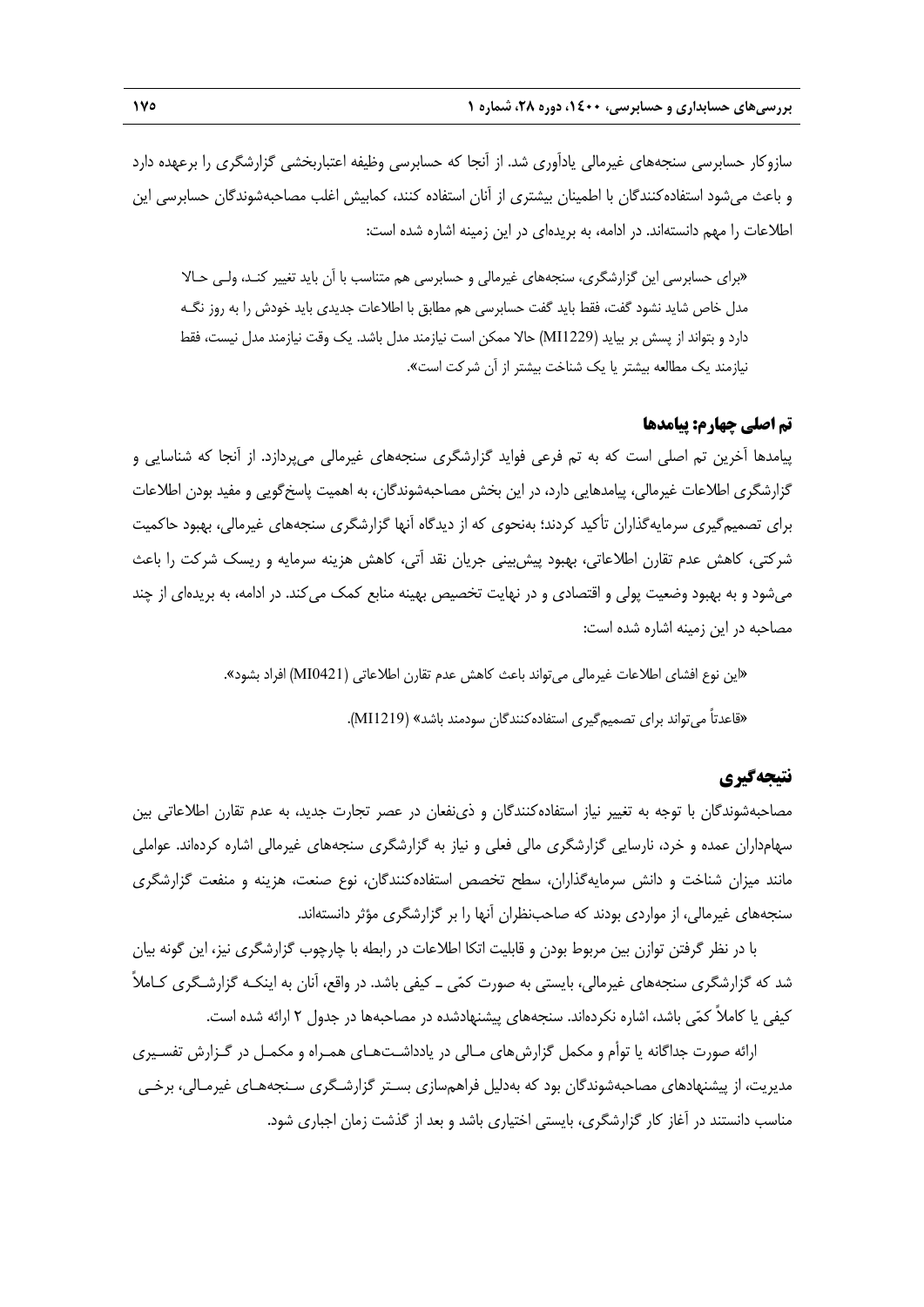سازوکار حسابرسی سنجه‌های غیرمالی یادآوری شد. از آنجا که حسابرسی وظیفه اعتباربخشی گزارشگری را برعهده دارد و باعث می‌شود استفاده‌کنندگان با اطمینان بیشتری از آنان استفاده کنند، کمابیش اغلب مصاحبه‌شوندگان حسابرسی این اطلاعات را مهم دانسته‌اند. در ادامه، به بریده‌ای در این زمینه اشاره شده است:

«برای حسابرسی این گزارشگری، سنجه‌های غیرمالی و حسابرسی هم متناسب با آن باید تغییر کند، ولی حالا مدل خاص شاید نشود گفت، فقط باید گفت حسابرسی هم مطابق با اطلاعات جدیدی باید خودش را به روز نگه دارد و بتواند از پسش بر بیاید (MI1229) حالا ممکن است نیازمند مدل باشد. یک وقت نیازمند مدل نیست، فقط نیازمند یک مطالعه بیشتر یا یک شناخت بیشتر از آن شرکت است».

### تم اصلی چهارم: پیامدها

پیامدها آخرین تم اصلی است که به تم فرعی فواید گزارشگری سنجه‌های غیرمالی می‌پردازد. از آنجا که شناسایی و گزارشگری اطلاعات غیرمالی، پیامدهایی دارد، در این بخش مصاحبه‌شوندگان، به اهمیت پاسخ‌گویی و مفید بودن اطلاعات برای تصمیم‌گیری سرمایه‌گذاران تأکید کردند؛ به‌نحوی که از دیدگاه آنها گزارشگری سنجه‌های غیرمالی، بهبود حاکمیت شرکتی، کاهش عدم تقارن اطلاعاتی، بهبود پیش‌بینی جریان نقد آتی، کاهش هزینه سرمایه و ریسک شرکت را باعث می‌شود و به بهبود وضعیت پولی و اقتصادی و در نهایت تخصیص بهینه منابع کمک می‌کند. در ادامه، به بریده‌ای از چند مصاحبه در این زمینه اشاره شده است:

«این نوع افشای اطلاعات غیرمالی می‌تواند باعث کاهش عدم تقارن اطلاعاتی (MI0421) افراد بشود».

«قاعدتاً می‌تواند برای تصمیم‌گیری استفاده‌کنندگان سودمند باشد» (MI1219).

## نتیجه‌گیری

مصاحبه‌شوندگان با توجه به تغییر نیاز استفاده‌کنندگان و ذی‌نفعان در عصر تجارت جدید، به عدم تقارن اطلاعاتی بین سهامداران عمده و خرد، نارسایی گزارشگری مالی فعلی و نیاز به گزارشگری سنجه‌های غیرمالی اشاره کرده‌اند. عواملی مانند میزان شناخت و دانش سرمایه‌گذاران، سطح تخصص استفاده‌کنندگان، نوع صنعت، هزینه و منفعت گزارشگری سنجه‌های غیرمالی، از مواردی بودند که صاحب‌نظران آنها را بر گزارشگری مؤثر دانسته‌اند.

با در نظر گرفتن توازن بین مربوط بودن و قابلیت اتکا اطلاعات در رابطه با چارچوب گزارشگری نیز، این گونه بیان شد که گزارشگری سنجه‌های غیرمالی، بایستی به صورت کمّی ـ کیفی باشد. در واقع، آنان به اینکه گزارشگری کاملاً کیفی یا کاملاً کمّی باشد، اشاره نکرده‌اند. سنجه‌های پیشنهادشده در مصاحبه‌ها در جدول ۲ ارائه شده است.

ارائه صورت جداگانه یا توأم و مکمل گزارش‌های مالی در یادداشت‌های همراه و مکمل در گزارش تفسیری مدیریت، از پیشنهادهای مصاحبه‌شوندگان بود که به‌دلیل فراهم‌سازی بستر گزارشگری سنجه‌های غیرمالی، برخی مناسب دانستند در آغاز کار گزارشگری، بایستی اختیاری باشد و بعد از گذشت زمان اجباری شود.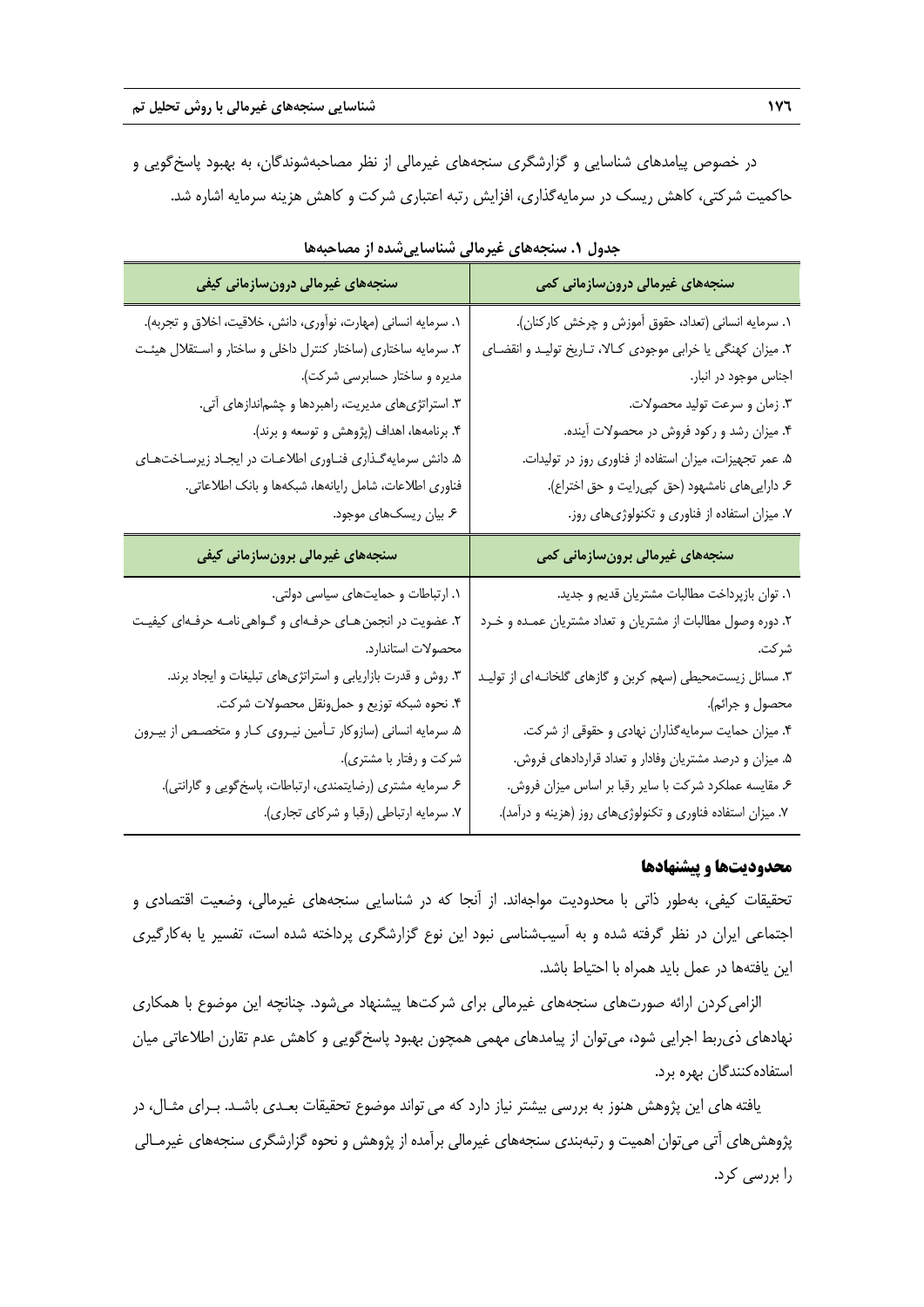در خصوص پیامدهای شناسایی و گزارشگری سنجه‌های غیرمالی از نظر مصاحبه‌شوندگان، به بهبود پاسخ‌گویی و حاکمیت شرکتی، کاهش ریسک در سرمایه‌گذاری، افزایش رتبه اعتباری شرکت و کاهش هزینه سرمایه اشاره شد.

**جدول ۱. سنجه‌های غیرمالی شناسایی‌شده از مصاحبه‌ها**

| سنجه‌های غیرمالی درون‌سازمانی کمی | سنجه‌های غیرمالی درون‌سازمانی کیفی |
|---|---|
| ۱. سرمایه انسانی (تعداد، حقوق آموزش و چرخش کارکنان).<br>۲. میزان کهنگی یا خرابی موجودی کالا، تاریخ تولید و انقضای اجناس موجود در انبار.<br>۳. زمان و سرعت تولید محصولات.<br>۴. میزان رشد و رکود فروش در محصولات آینده.<br>۵. عمر تجهیزات، میزان استفاده از فناوری روز در تولیدات.<br>۶. دارایی‌های نامشهود (حق کپی‌رایت و حق اختراع).<br>۷. میزان استفاده از فناوری و تکنولوژی‌های روز. | ۱. سرمایه انسانی (مهارت، نوآوری، دانش، خلاقیت، اخلاق و تجربه).<br>۲. سرمایه ساختاری (ساختار کنترل داخلی و ساختار و استقلال هیئت مدیره و ساختار حسابرسی شرکت).<br>۳. استراتژی‌های مدیریت، راهبردها و چشم‌اندازهای آتی.<br>۴. برنامه‌ها، اهداف (پژوهش و توسعه و برند).<br>۵. دانش سرمایه‌گذاری فناوری اطلاعات در ایجاد زیرساخت‌های فناوری اطلاعات، شامل رایانه‌ها، شبکه‌ها و بانک اطلاعاتی.<br>۶. بیان ریسک‌های موجود. |
| **سنجه‌های غیرمالی برون‌سازمانی کمی** | **سنجه‌های غیرمالی برون‌سازمانی کیفی** |
| ۱. توان بازپرداخت مطالبات مشتریان قدیم و جدید.<br>۲. دوره وصول مطالبات از مشتریان و تعداد مشتریان عمده و خرد شرکت.<br>۳. مسائل زیست‌محیطی (سهم کربن و گازهای گلخانه‌ای از تولید محصول و جرائم).<br>۴. میزان حمایت سرمایه‌گذاران نهادی و حقوقی از شرکت.<br>۵. میزان و درصد مشتریان وفادار و تعداد قراردادهای فروش.<br>۶. مقایسه عملکرد شرکت با سایر رقبا بر اساس میزان فروش.<br>۷. میزان استفاده فناوری و تکنولوژی‌های روز (هزینه و درآمد). | ۱. ارتباطات و حمایت‌های سیاسی دولتی.<br>۲. عضویت در انجمن‌های حرفه‌ای و گواهی‌نامه حرفه‌ای کیفیت محصولات استاندارد.<br>۳. روش و قدرت بازاریابی و استراتژی‌های تبلیغات و ایجاد برند.<br>۴. نحوه شبکه توزیع و حمل‌ونقل محصولات شرکت.<br>۵. سرمایه انسانی (سازوکار تأمین نیروی کار و متخصص از بیرون شرکت و رفتار با مشتری).<br>۶. سرمایه مشتری (رضایتمندی، ارتباطات، پاسخ‌گویی و گارانتی).<br>۷. سرمایه ارتباطی (رقبا و شرکای تجاری). |

## محدودیت‌ها و پیشنهادها

تحقیقات کیفی، به‌طور ذاتی با محدودیت مواجه‌اند. از آنجا که در شناسایی سنجه‌های غیرمالی، وضعیت اقتصادی و اجتماعی ایران در نظر گرفته شده و به آسیب‌شناسی نبود این نوع گزارشگری پرداخته شده است، تفسیر یا به‌کارگیری این یافته‌ها در عمل باید همراه با احتیاط باشد.

الزامی‌کردن ارائه صورت‌های سنجه‌های غیرمالی برای شرکت‌ها پیشنهاد می‌شود. چنانچه این موضوع با همکاری نهادهای ذی‌ربط اجرایی شود، می‌توان از پیامدهای مهمی همچون بهبود پاسخ‌گویی و کاهش عدم تقارن اطلاعاتی میان استفاده‌کنندگان بهره برد.

یافته های این پژوهش هنوز به بررسی بیشتر نیاز دارد که می تواند موضوع تحقیقات بعدی باشد. برای مثال، در پژوهش‌های آتی می‌توان اهمیت و رتبه‌بندی سنجه‌های غیرمالی برآمده از پژوهش و نحوه گزارشگری سنجه‌های غیرمالی را بررسی کرد.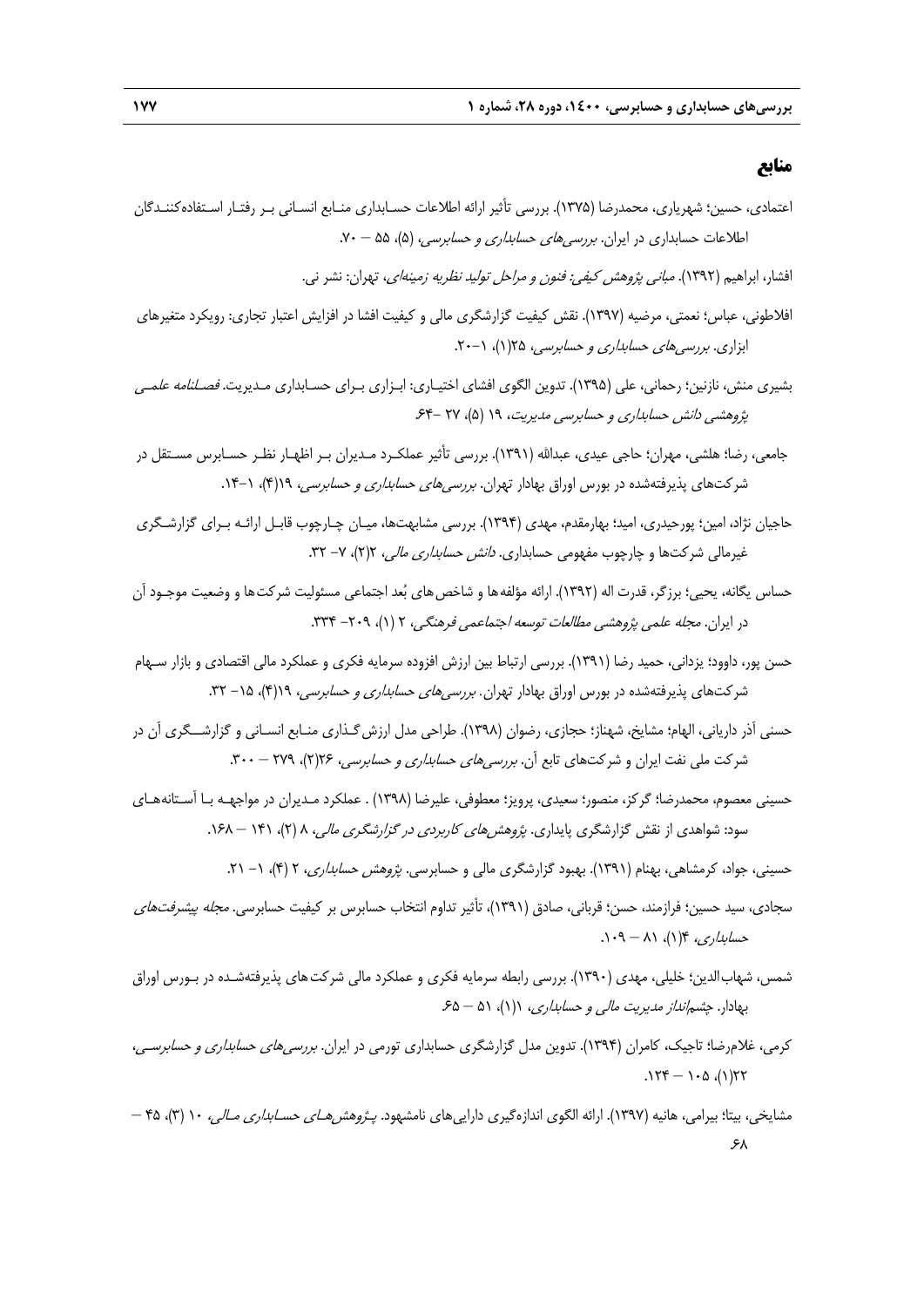## منابع

اعتمادی، حسین؛ شهریاری، محمدرضا (۱۳۷۵). بررسی تأثیر ارائه اطلاعات حسابداری منابع انسانی بر رفتار استفاده‌کنندگان اطلاعات حسابداری در ایران. *بررسی‌های حسابداری و حسابرسی*، (۵)، ۵۵ – ۷۰.

افشار، ابراهیم (۱۳۹۲). *مبانی پژوهش کیفی: فنون و مراحل تولید نظریه زمینه‌ای*، تهران: نشر نی.

افلاطونی، عباس؛ نعمتی، مرضیه (۱۳۹۷). نقش کیفیت گزارشگری مالی و کیفیت افشا در افزایش اعتبار تجاری: رویکرد متغیرهای ابزاری. *بررسی‌های حسابداری و حسابرسی*، ۲۵(۱)، ۱–۲۰.

بشیری منش، نازنین؛ رحمانی، علی (۱۳۹۵). تدوین الگوی افشای اختیاری: ابزاری برای حسابداری مدیریت. *فصلنامه علمی پژوهشی دانش حسابداری و حسابرسی مدیریت*، ۱۹ (۵)، ۲۷ –۶۴.

جامعی، رضا؛ هلشی، مهران؛ حاجی عیدی، عبدالله (۱۳۹۱). بررسی تأثیر عملکرد مدیران بر اظهار نظر حسابرس مستقل در شرکت‌های پذیرفته‌شده در بورس اوراق بهادار تهران. *بررسی‌های حسابداری و حسابرسی*، ۱۹(۴)، ۱–۱۴.

حاجیان نژاد، امین؛ پورحیدری، امید؛ بهارمقدم، مهدی (۱۳۹۴). بررسی مشابهت‌ها، میان چارچوب قابل ارائه برای گزارشگری غیرمالی شرکت‌ها و چارچوب مفهومی حسابداری. *دانش حسابداری مالی*، ۲(۲)، ۷– ۳۲.

حساس یگانه، یحیی؛ برزگر، قدرت اله (۱۳۹۲). ارائه مؤلفه‌ها و شاخص‌های بُعد اجتماعی مسئولیت شرکت‌ها و وضعیت موجود آن در ایران. *مجله علمی پژوهشی مطالعات توسعه اجتماعی فرهنگی*، ۲ (۱)، ۲۰۹– ۳۳۴.

حسن پور، داوود؛ یزدانی، حمید رضا (۱۳۹۱). بررسی ارتباط بین ارزش افزوده سرمایه فکری و عملکرد مالی اقتصادی و بازار سهام شرکت‌های پذیرفته‌شده در بورس اوراق بهادار تهران. *بررسی‌های حسابداری و حسابرسی*، ۱۹(۴)، ۱۵– ۳۲.

حسنی آذر داریانی، الهام؛ مشایخ، شهناز؛ حجازی، رضوان (۱۳۹۸). طراحی مدل ارزش‌گذاری منابع انسانی و گزارشگری آن در شرکت ملی نفت ایران و شرکت‌های تابع آن. *بررسی‌های حسابداری و حسابرسی*، ۲۶(۲)، ۲۷۹ – ۳۰۰.

حسینی معصوم، محمدرضا؛ گرکز، منصور؛ سعیدی، پرویز؛ معطوفی، علیرضا (۱۳۹۸) . عملکرد مدیران در مواجهه با آستانه‌های سود: شواهدی از نقش گزارشگری پایداری. *پژوهش‌های کاربردی در گزارشگری مالی*، ۸ (۲)، ۱۴۱ – ۱۶۸.

حسینی، جواد، کرمشاهی، بهنام (۱۳۹۱). بهبود گزارشگری مالی و حسابرسی. *پژوهش حسابداری*، ۲ (۴)، ۱– ۲۱.

سجادی، سید حسین؛ فرازمند، حسن؛ قربانی، صادق (۱۳۹۱)، تأثیر تداوم انتخاب حسابرس بر کیفیت حسابرسی. *مجله پیشرفت‌های حسابداری*، ۴(۱)، ۸۱ – ۱۰۹.

شمس، شهاب‌الدین؛ خلیلی، مهدی (۱۳۹۰). بررسی رابطه سرمایه فکری و عملکرد مالی شرکت‌های پذیرفته‌شده در بورس اوراق بهادار. *چشم‌انداز مدیریت مالی و حسابداری*، ۱(۱)، ۵۱ – ۶۵.

کرمی، غلام‌رضا؛ تاجیک، کامران (۱۳۹۴). تدوین مدل گزارشگری حسابداری تورمی در ایران. *بررسی‌های حسابداری و حسابرسی*، ۲۲(۱)، ۱۰۵ – ۱۲۴.

مشایخی، بیتا؛ بیرامی، هانیه (۱۳۹۷). ارائه الگوی اندازه‌گیری دارایی‌های نامشهود. *پژوهش‌های حسابداری مالی*، ۱۰ (۳)، ۴۵ – ۶۸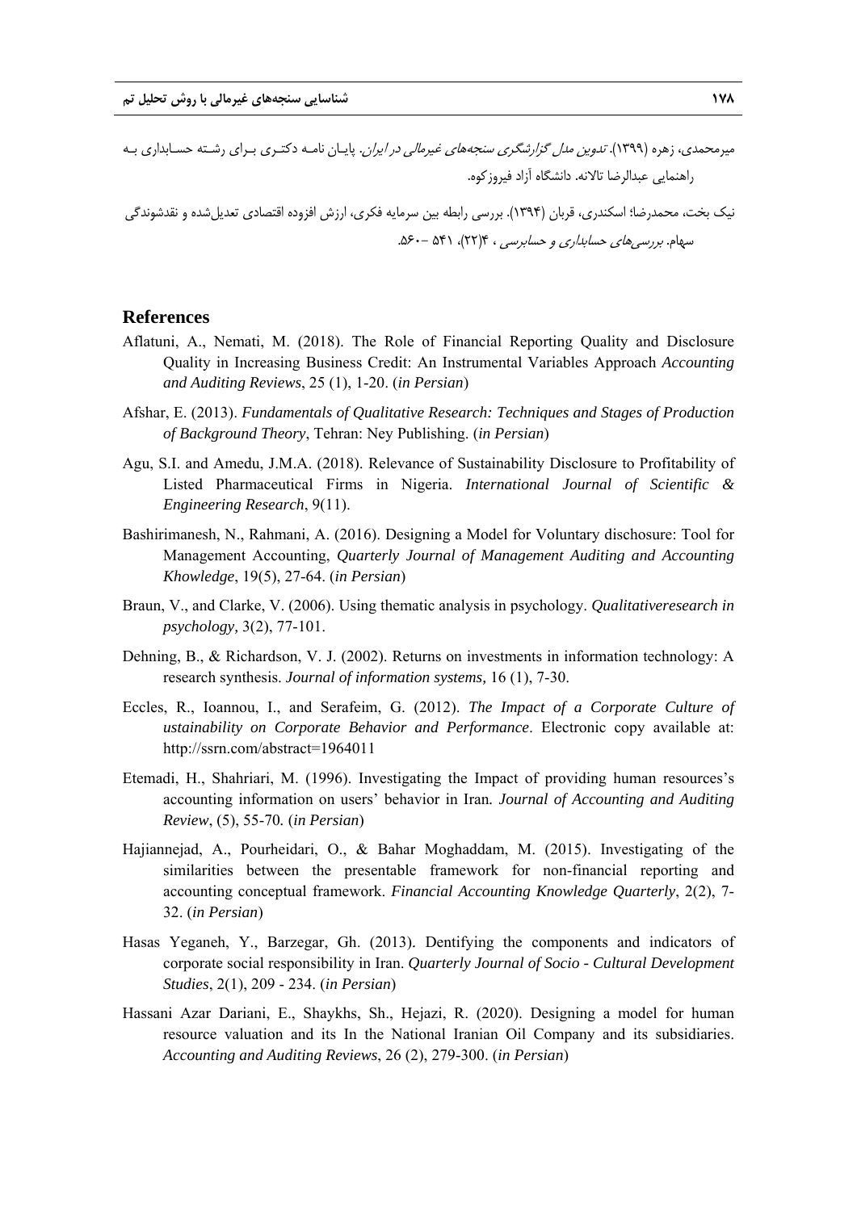میرمحمدی، زهره (۱۳۹۹). *تدوین مدل گزارشگری سنجه‌های غیرمالی در ایران*. پایان نامه دکتری برای رشته حسابداری به راهنمایی عبدالرضا تالانه. دانشگاه آزاد فیروزکوه.

نیک بخت، محمدرضا؛ اسکندری، قربان (۱۳۹۴). بررسی رابطه بین سرمایه فکری، ارزش افزوده اقتصادی تعدیل‌شده و نقدشوندگی سهام. *بررسی‌های حسابداری و حسابرسی* ، ۴(۲۲)، ۵۴۱ –۵۶۰.

## References

Aflatuni, A., Nemati, M. (2018). The Role of Financial Reporting Quality and Disclosure Quality in Increasing Business Credit: An Instrumental Variables Approach *Accounting and Auditing Reviews*, 25 (1), 1-20. (*in Persian*)

Afshar, E. (2013). *Fundamentals of Qualitative Research: Techniques and Stages of Production of Background Theory*, Tehran: Ney Publishing. (*in Persian*)

Agu, S.I. and Amedu, J.M.A. (2018). Relevance of Sustainability Disclosure to Profitability of Listed Pharmaceutical Firms in Nigeria. *International Journal of Scientific & Engineering Research*, 9(11).

Bashirimanesh, N., Rahmani, A. (2016). Designing a Model for Voluntary dischosure: Tool for Management Accounting, *Quarterly Journal of Management Auditing and Accounting Khowledge*, 19(5), 27-64. (*in Persian*)

Braun, V., and Clarke, V. (2006). Using thematic analysis in psychology. *Qualitativeresearch in psychology,* 3(2), 77-101.

Dehning, B., & Richardson, V. J. (2002). Returns on investments in information technology: A research synthesis. *Journal of information systems,* 16 (1), 7-30.

Eccles, R., Ioannou, I., and Serafeim, G. (2012). *The Impact of a Corporate Culture of ustainability on Corporate Behavior and Performance*. Electronic copy available at: http://ssrn.com/abstract=1964011

Etemadi, H., Shahriari, M. (1996). Investigating the Impact of providing human resources's accounting information on users' behavior in Iran*. Journal of Accounting and Auditing Review*, (5), 55-70*.* (*in Persian*)

Hajiannejad, A., Pourheidari, O., & Bahar Moghaddam, M. (2015). Investigating of the similarities between the presentable framework for non-financial reporting and accounting conceptual framework. *Financial Accounting Knowledge Quarterly*, 2(2), 7-32. (*in Persian*)

Hasas Yeganeh, Y., Barzegar, Gh. (2013). Dentifying the components and indicators of corporate social responsibility in Iran. *Quarterly Journal of Socio - Cultural Development Studies*, 2(1), 209 - 234. (*in Persian*)

Hassani Azar Dariani, E., Shaykhs, Sh., Hejazi, R. (2020). Designing a model for human resource valuation and its In the National Iranian Oil Company and its subsidiaries. *Accounting and Auditing Reviews*, 26 (2), 279-300. (*in Persian*)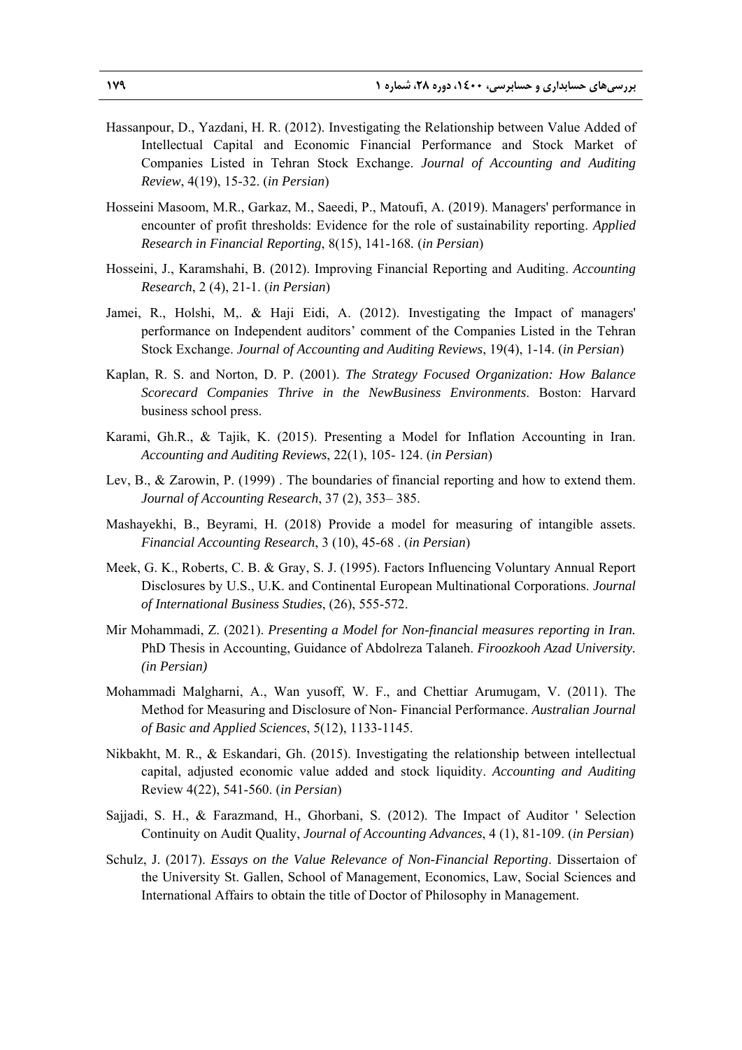Hassanpour, D., Yazdani, H. R. (2012). Investigating the Relationship between Value Added of Intellectual Capital and Economic Financial Performance and Stock Market of Companies Listed in Tehran Stock Exchange. *Journal of Accounting and Auditing Review*, 4(19), 15-32. (*in Persian*)

Hosseini Masoom, M.R., Garkaz, M., Saeedi, P., Matoufi, A. (2019). Managers' performance in encounter of profit thresholds: Evidence for the role of sustainability reporting. *Applied Research in Financial Reporting*, 8(15), 141-168. (*in Persian*)

Hosseini, J., Karamshahi, B. (2012). Improving Financial Reporting and Auditing. *Accounting Research*, 2 (4), 21-1. (*in Persian*)

Jamei, R., Holshi, M,. & Haji Eidi, A. (2012). Investigating the Impact of managers' performance on Independent auditors' comment of the Companies Listed in the Tehran Stock Exchange. *Journal of Accounting and Auditing Reviews*, 19(4), 1-14. (*in Persian*)

Kaplan, R. S. and Norton, D. P. (2001). *The Strategy Focused Organization: How Balance Scorecard Companies Thrive in the NewBusiness Environments*. Boston: Harvard business school press.

Karami, Gh.R., & Tajik, K. (2015). Presenting a Model for Inflation Accounting in Iran. *Accounting and Auditing Reviews*, 22(1), 105- 124. (*in Persian*)

Lev, B., & Zarowin, P. (1999) . The boundaries of financial reporting and how to extend them. *Journal of Accounting Research*, 37 (2), 353– 385.

Mashayekhi, B., Beyrami, H. (2018) Provide a model for measuring of intangible assets. *Financial Accounting Research*, 3 (10), 45-68 . (*in Persian*)

Meek, G. K., Roberts, C. B. & Gray, S. J. (1995). Factors Influencing Voluntary Annual Report Disclosures by U.S., U.K. and Continental European Multinational Corporations. *Journal of International Business Studies*, (26), 555-572.

Mir Mohammadi, Z. (2021). *Presenting a Model for Non-financial measures reporting in Iran.* PhD Thesis in Accounting, Guidance of Abdolreza Talaneh. *Firoozkooh Azad University. (in Persian)*

Mohammadi Malgharni, A., Wan yusoff, W. F., and Chettiar Arumugam, V. (2011). The Method for Measuring and Disclosure of Non- Financial Performance. *Australian Journal of Basic and Applied Sciences*, 5(12), 1133-1145.

Nikbakht, M. R., & Eskandari, Gh. (2015). Investigating the relationship between intellectual capital, adjusted economic value added and stock liquidity. *Accounting and Auditing* Review 4(22), 541-560. (*in Persian*)

Sajjadi, S. H., & Farazmand, H., Ghorbani, S. (2012). The Impact of Auditor ' Selection Continuity on Audit Quality, *Journal of Accounting Advances*, 4 (1), 81-109. (*in Persian*)

Schulz, J. (2017). *Essays on the Value Relevance of Non-Financial Reporting*. Dissertaion of the University St. Gallen, School of Management, Economics, Law, Social Sciences and International Affairs to obtain the title of Doctor of Philosophy in Management.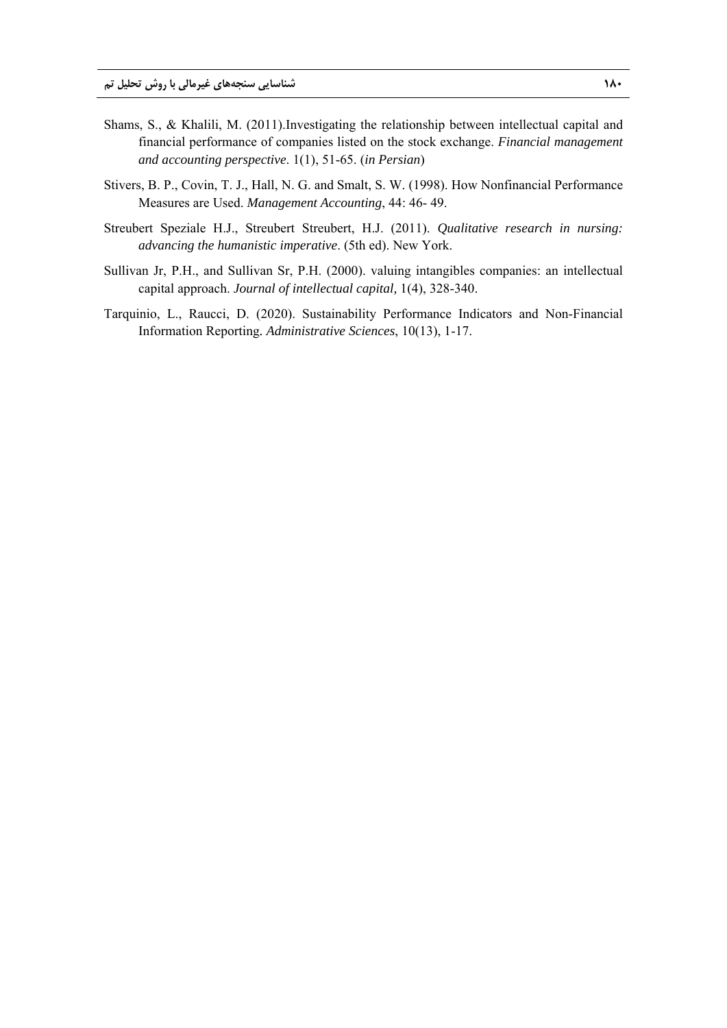Shams, S., & Khalili, M. (2011).Investigating the relationship between intellectual capital and financial performance of companies listed on the stock exchange. *Financial management and accounting perspective*. 1(1), 51-65. (*in Persian*)

Stivers, B. P., Covin, T. J., Hall, N. G. and Smalt, S. W. (1998). How Nonfinancial Performance Measures are Used. *Management Accounting*, 44: 46- 49.

Streubert Speziale H.J., Streubert Streubert, H.J. (2011). *Qualitative research in nursing: advancing the humanistic imperative*. (5th ed). New York.

Sullivan Jr, P.H., and Sullivan Sr, P.H. (2000). valuing intangibles companies: an intellectual capital approach. *Journal of intellectual capital,* 1(4), 328-340.

Tarquinio, L., Raucci, D. (2020). Sustainability Performance Indicators and Non-Financial Information Reporting. *Administrative Sciences*, 10(13), 1-17.